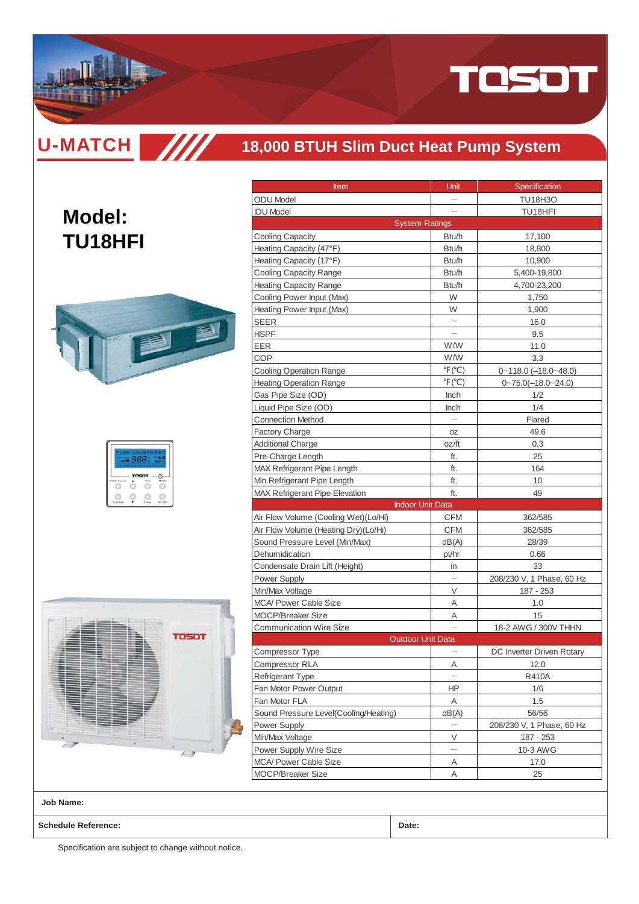TOSOT

## U-MATCH

# 18,000 BTUH Slim Duct Heat Pump System

# Model: TU18HFI

| Item | Unit | Specification |
|---|---|---|
| ODU Model | — | TU18H3O |
| IDU Model | — | TU18HFI |
| System Ratings | | |
| Cooling Capacity | Btu/h | 17,100 |
| Heating Capacity (47°F) | Btu/h | 18,800 |
| Heating Capacity (17°F) | Btu/h | 10,900 |
| Cooling Capacity Range | Btu/h | 5,400-19,800 |
| Heating Capacity Range | Btu/h | 4,700-23,200 |
| Cooling Power Input (Max) | W | 1,750 |
| Heating Power Input (Max) | W | 1,900 |
| SEER | — | 16.0 |
| HSPF | — | 9.5 |
| EER | W/W | 11.0 |
| COP | W/W | 3.3 |
| Cooling Operation Range | ℉(℃) | 0~118.0 (–18.0~48.0) |
| Heating Operation Range | ℉(℃) | 0~75.0(–18.0~24.0) |
| Gas Pipe Size (OD) | Inch | 1/2 |
| Liquid Pipe Size (OD) | Inch | 1/4 |
| Connection Method | — | Flared |
| Factory Charge | oz | 49.6 |
| Additional Charge | oz/ft | 0.3 |
| Pre-Charge Length | ft. | 25 |
| MAX Refrigerant Pipe Length | ft. | 164 |
| Min Refrigerant Pipe Length | ft. | 10 |
| MAX Refrigerant Pipe Elevation | ft. | 49 |
| Indoor Unit Data | | |
| Air Flow Volume (Cooling Wet)(Lo/Hi) | CFM | 362/585 |
| Air Flow Volume (Heating Dry)(Lo/Hi) | CFM | 362/585 |
| Sound Pressure Level (Min/Max) | dB(A) | 28/39 |
| Dehumidication | pt/hr | 0.66 |
| Condensate Drain Lift (Height) | in | 33 |
| Power Supply | — | 208/230 V, 1 Phase, 60 Hz |
| Min/Max Voltage | V | 187 - 253 |
| MCA/ Power Cable Size | A | 1.0 |
| MOCP/Breaker Size | A | 15 |
| Communication Wire Size | — | 18-2 AWG / 300V THHN |
| Outdoor Unit Data | | |
| Compressor Type | — | DC Inverter Driven Rotary |
| Compressor RLA | A | 12.0 |
| Refrigerant Type | — | R410A |
| Fan Motor Power Output | HP | 1/6 |
| Fan Motor FLA | A | 1.5 |
| Sound Pressure Level(Cooling/Heating) | dB(A) | 56/56 |
| Power Supply | — | 208/230 V, 1 Phase, 60 Hz |
| Min/Max Voltage | V | 187 - 253 |
| Power Supply Wire Size | — | 10-3 AWG |
| MCA/ Power Cable Size | A | 17.0 |
| MOCP/Breaker Size | A | 25 |

**Job Name:**

**Schedule Reference:** | **Date:**

Specification are subject to change without notice.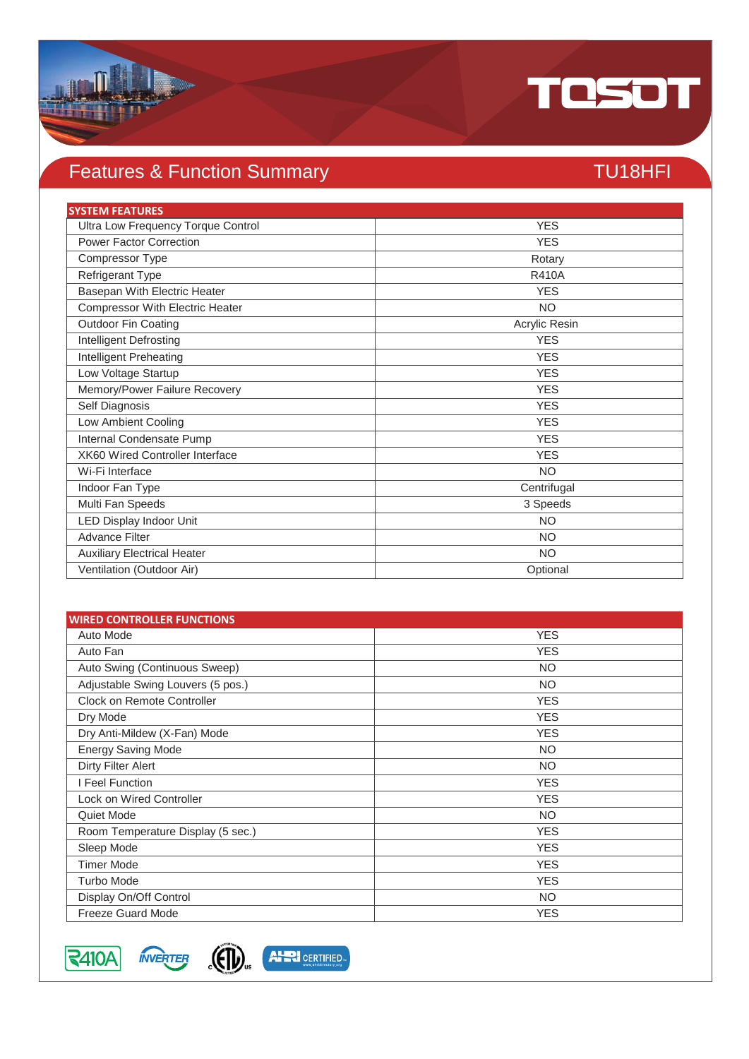# Features & Function Summary

## TU18HFI

| SYSTEM FEATURES | |
|---|---|
| Ultra Low Frequency Torque Control | YES |
| Power Factor Correction | YES |
| Compressor Type | Rotary |
| Refrigerant Type | R410A |
| Basepan With Electric Heater | YES |
| Compressor With Electric Heater | NO |
| Outdoor Fin Coating | Acrylic Resin |
| Intelligent Defrosting | YES |
| Intelligent Preheating | YES |
| Low Voltage Startup | YES |
| Memory/Power Failure Recovery | YES |
| Self Diagnosis | YES |
| Low Ambient Cooling | YES |
| Internal Condensate Pump | YES |
| XK60 Wired Controller Interface | YES |
| Wi-Fi Interface | NO |
| Indoor Fan Type | Centrifugal |
| Multi Fan Speeds | 3 Speeds |
| LED Display Indoor Unit | NO |
| Advance Filter | NO |
| Auxiliary Electrical Heater | NO |
| Ventilation (Outdoor Air) | Optional |

| WIRED CONTROLLER FUNCTIONS | |
|---|---|
| Auto Mode | YES |
| Auto Fan | YES |
| Auto Swing (Continuous Sweep) | NO |
| Adjustable Swing Louvers (5 pos.) | NO |
| Clock on Remote Controller | YES |
| Dry Mode | YES |
| Dry Anti-Mildew (X-Fan) Mode | YES |
| Energy Saving Mode | NO |
| Dirty Filter Alert | NO |
| I Feel Function | YES |
| Lock on Wired Controller | YES |
| Quiet Mode | NO |
| Room Temperature Display (5 sec.) | YES |
| Sleep Mode | YES |
| Timer Mode | YES |
| Turbo Mode | YES |
| Display On/Off Control | NO |
| Freeze Guard Mode | YES |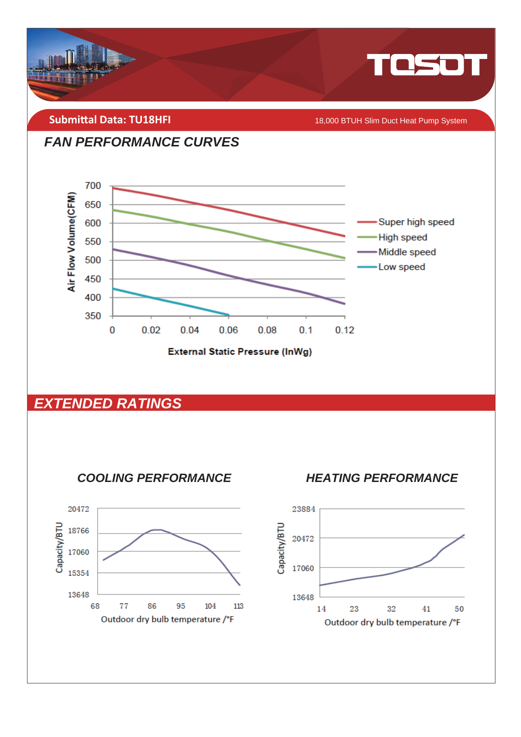**Submittal Data: TU18HFI** — 18,000 BTUH Slim Duct Heat Pump System

## FAN PERFORMANCE CURVES

Air Flow Volume(CFM)

700
650
600
550
500
450
400
350

0 0.02 0.04 0.06 0.08 0.1 0.12

External Static Pressure (InWg)

- Super high speed
- High speed
- Middle speed
- Low speed

## EXTENDED RATINGS

### COOLING PERFORMANCE

Capacity/BTU

20472
18766
17060
15354
13648

68 77 86 95 104 113

Outdoor dry bulb temperature /°F

### HEATING PERFORMANCE

Capacity/BTU

23884
20472
17060
13648

14 23 32 41 50

Outdoor dry bulb temperature /°F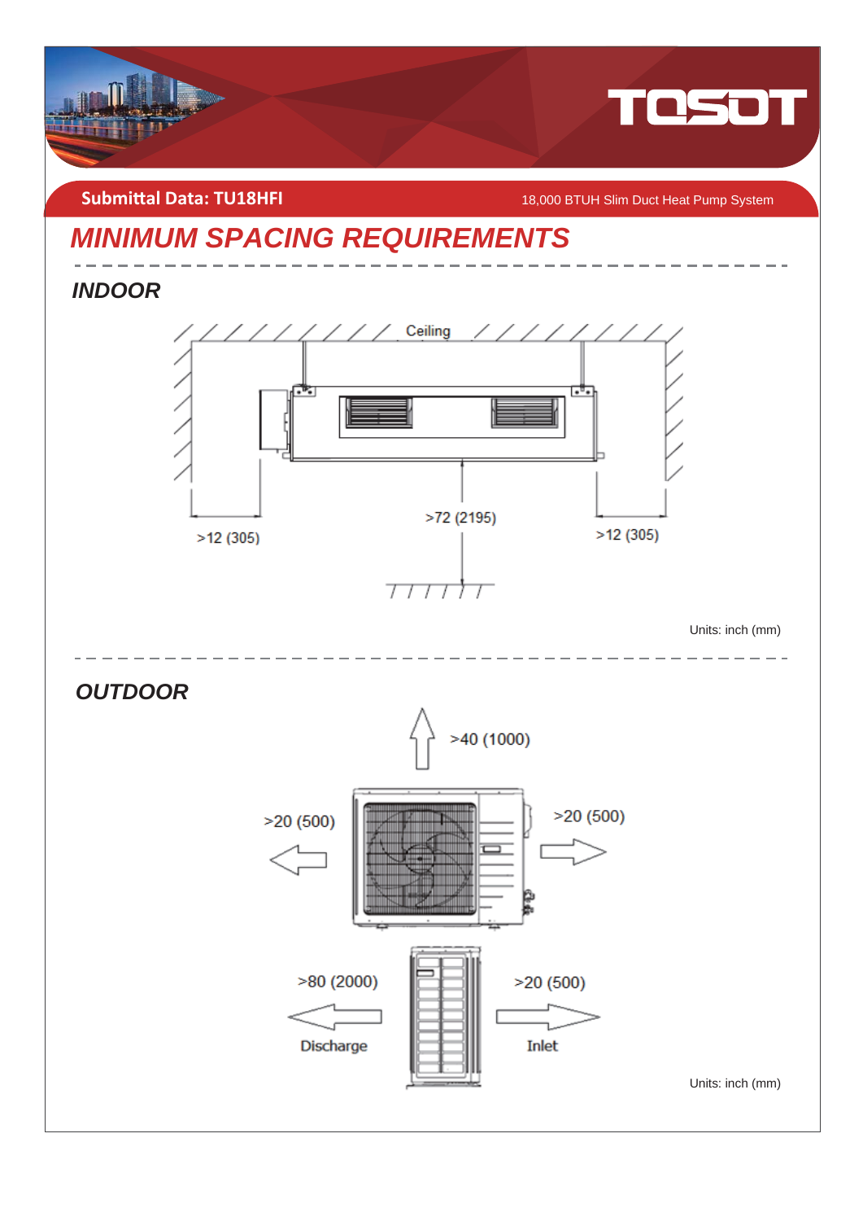**Submittal Data: TU18HFI** 18,000 BTUH Slim Duct Heat Pump System

# MINIMUM SPACING REQUIREMENTS

## INDOOR

Ceiling

>12 (305)

>72 (2195)

>12 (305)

Units: inch (mm)

## OUTDOOR

>40 (1000)

>20 (500)

>20 (500)

>80 (2000)

Discharge

>20 (500)

Inlet

Units: inch (mm)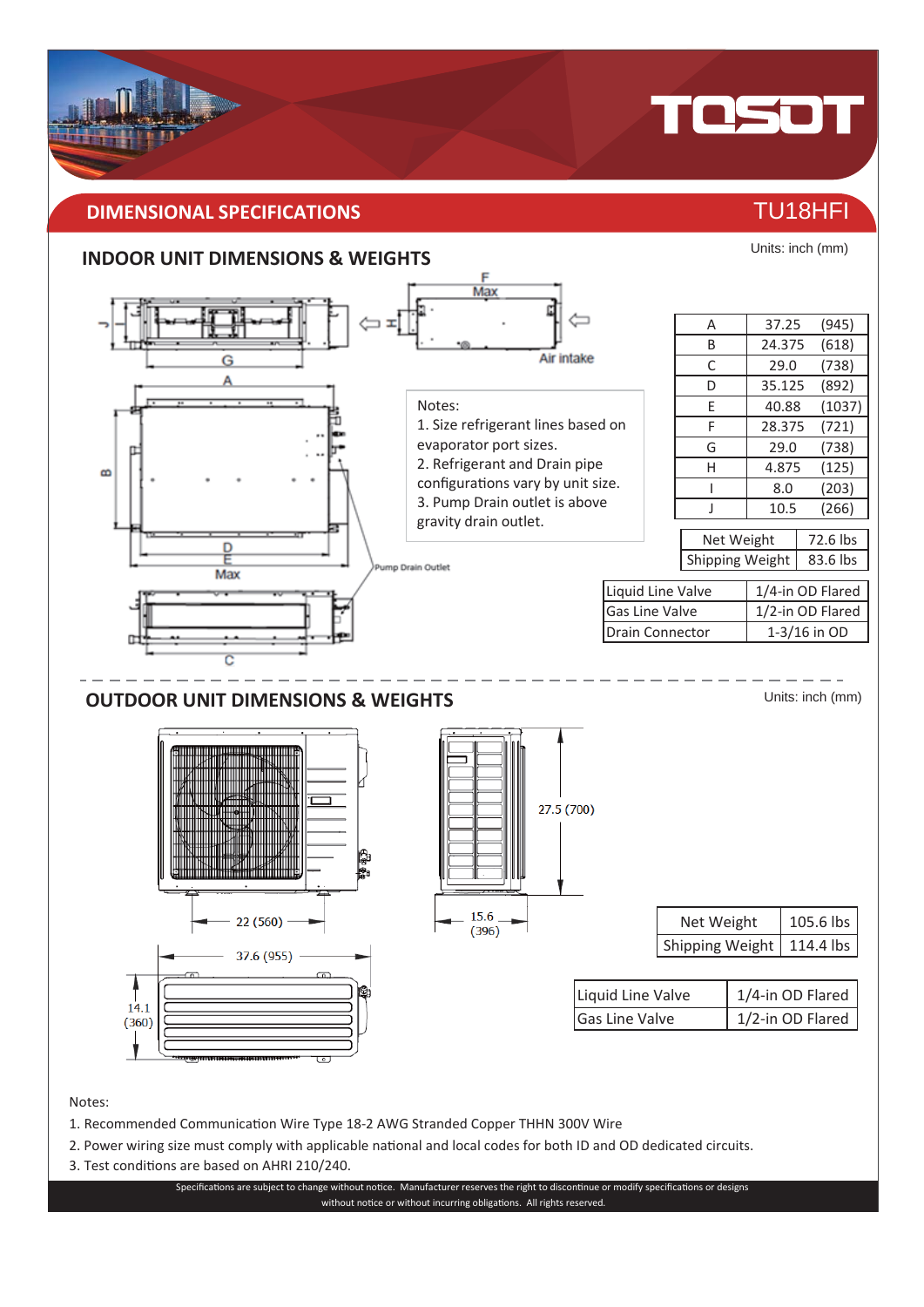## DIMENSIONAL SPECIFICATIONS

TU18HFI

### INDOOR UNIT DIMENSIONS & WEIGHTS

Units: inch (mm)

Notes:
1. Size refrigerant lines based on evaporator port sizes.
2. Refrigerant and Drain pipe configurations vary by unit size.
3. Pump Drain outlet is above gravity drain outlet.

| | | |
|---|---|---|
| A | 37.25 | (945) |
| B | 24.375 | (618) |
| C | 29.0 | (738) |
| D | 35.125 | (892) |
| E | 40.88 | (1037) |
| F | 28.375 | (721) |
| G | 29.0 | (738) |
| H | 4.875 | (125) |
| I | 8.0 | (203) |
| J | 10.5 | (266) |

| | |
|---|---|
| Net Weight | 72.6 lbs |
| Shipping Weight | 83.6 lbs |

| | |
|---|---|
| Liquid Line Valve | 1/4-in OD Flared |
| Gas Line Valve | 1/2-in OD Flared |
| Drain Connector | 1-3/16 in OD |

### OUTDOOR UNIT DIMENSIONS & WEIGHTS

Units: inch (mm)

| | |
|---|---|
| Net Weight | 105.6 lbs |
| Shipping Weight | 114.4 lbs |

| | |
|---|---|
| Liquid Line Valve | 1/4-in OD Flared |
| Gas Line Valve | 1/2-in OD Flared |

Notes:
1. Recommended Communication Wire Type 18-2 AWG Stranded Copper THHN 300V Wire
2. Power wiring size must comply with applicable national and local codes for both ID and OD dedicated circuits.
3. Test conditions are based on AHRI 210/240.

Specifications are subject to change without notice. Manufacturer reserves the right to discontinue or modify specifications or designs without notice or without incurring obligations. All rights reserved.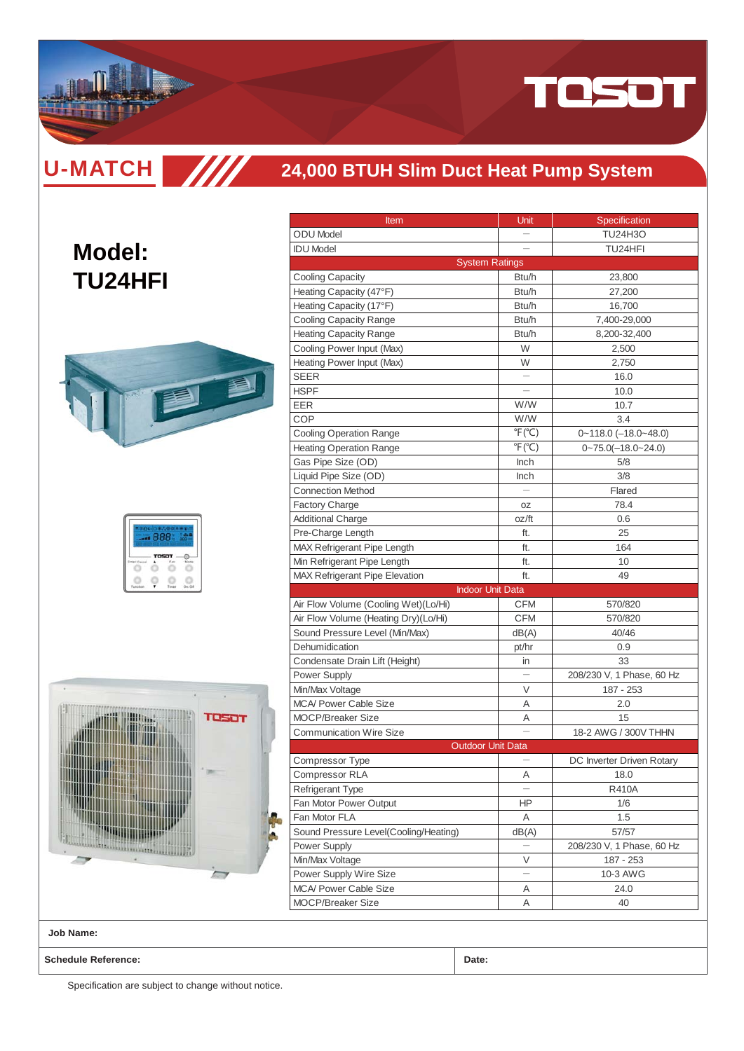# TOSOT

## U-MATCH

## 24,000 BTUH Slim Duct Heat Pump System

# Model: TU24HFI

| Item | Unit | Specification |
|---|---|---|
| ODU Model | — | TU24H3O |
| IDU Model | — | TU24HFI |
| System Ratings | | |
| Cooling Capacity | Btu/h | 23,800 |
| Heating Capacity (47°F) | Btu/h | 27,200 |
| Heating Capacity (17°F) | Btu/h | 16,700 |
| Cooling Capacity Range | Btu/h | 7,400-29,000 |
| Heating Capacity Range | Btu/h | 8,200-32,400 |
| Cooling Power Input (Max) | W | 2,500 |
| Heating Power Input (Max) | W | 2,750 |
| SEER | — | 16.0 |
| HSPF | — | 10.0 |
| EER | W/W | 10.7 |
| COP | W/W | 3.4 |
| Cooling Operation Range | °F(°C) | 0~118.0 (–18.0~48.0) |
| Heating Operation Range | °F(°C) | 0~75.0(–18.0~24.0) |
| Gas Pipe Size (OD) | Inch | 5/8 |
| Liquid Pipe Size (OD) | Inch | 3/8 |
| Connection Method | — | Flared |
| Factory Charge | oz | 78.4 |
| Additional Charge | oz/ft | 0.6 |
| Pre-Charge Length | ft. | 25 |
| MAX Refrigerant Pipe Length | ft. | 164 |
| Min Refrigerant Pipe Length | ft. | 10 |
| MAX Refrigerant Pipe Elevation | ft. | 49 |
| Indoor Unit Data | | |
| Air Flow Volume (Cooling Wet)(Lo/Hi) | CFM | 570/820 |
| Air Flow Volume (Heating Dry)(Lo/Hi) | CFM | 570/820 |
| Sound Pressure Level (Min/Max) | dB(A) | 40/46 |
| Dehumidication | pt/hr | 0.9 |
| Condensate Drain Lift (Height) | in | 33 |
| Power Supply | — | 208/230 V, 1 Phase, 60 Hz |
| Min/Max Voltage | V | 187 - 253 |
| MCA/ Power Cable Size | A | 2.0 |
| MOCP/Breaker Size | A | 15 |
| Communication Wire Size | — | 18-2 AWG / 300V THHN |
| Outdoor Unit Data | | |
| Compressor Type | — | DC Inverter Driven Rotary |
| Compressor RLA | A | 18.0 |
| Refrigerant Type | — | R410A |
| Fan Motor Power Output | HP | 1/6 |
| Fan Motor FLA | A | 1.5 |
| Sound Pressure Level(Cooling/Heating) | dB(A) | 57/57 |
| Power Supply | — | 208/230 V, 1 Phase, 60 Hz |
| Min/Max Voltage | V | 187 - 253 |
| Power Supply Wire Size | — | 10-3 AWG |
| MCA/ Power Cable Size | A | 24.0 |
| MOCP/Breaker Size | A | 40 |

**Job Name:**

**Schedule Reference:** | **Date:**

Specification are subject to change without notice.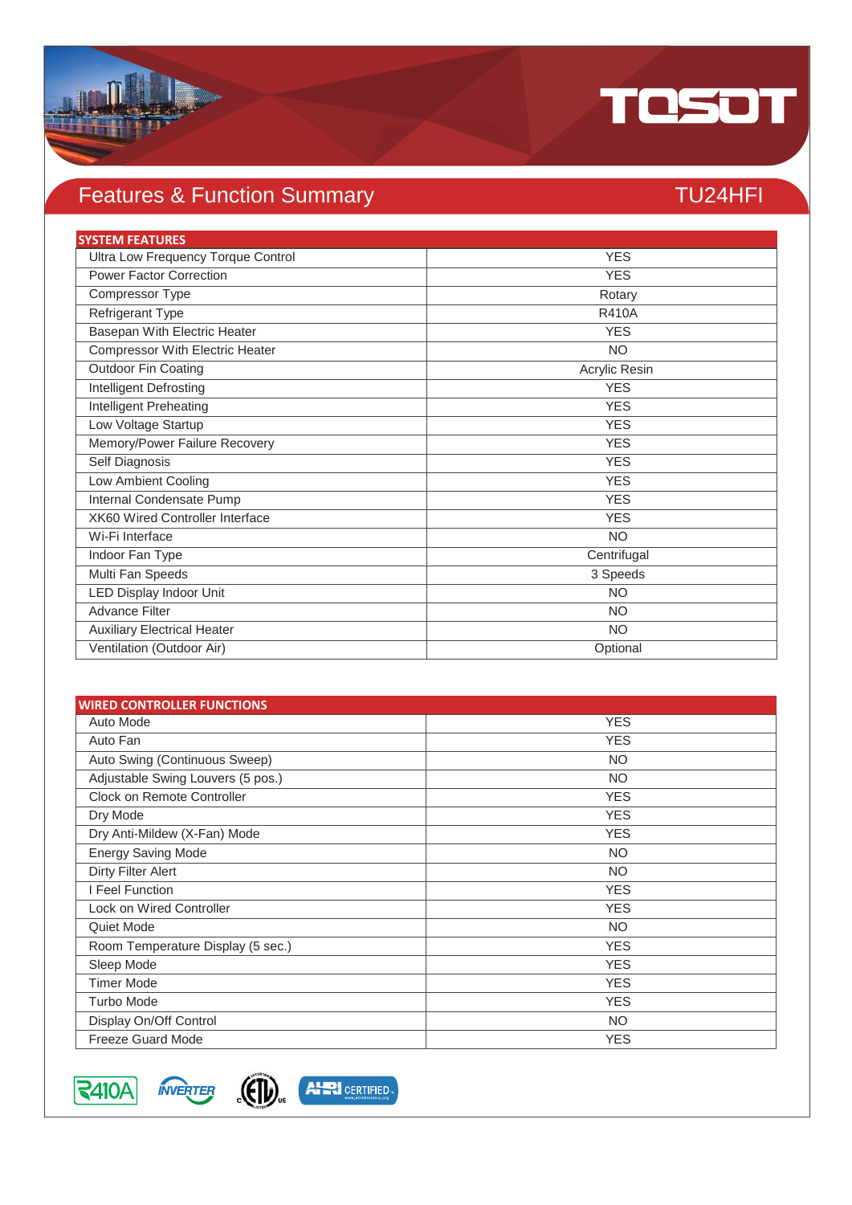# Features & Function Summary

TU24HFI

| SYSTEM FEATURES | |
|---|---|
| Ultra Low Frequency Torque Control | YES |
| Power Factor Correction | YES |
| Compressor Type | Rotary |
| Refrigerant Type | R410A |
| Basepan With Electric Heater | YES |
| Compressor With Electric Heater | NO |
| Outdoor Fin Coating | Acrylic Resin |
| Intelligent Defrosting | YES |
| Intelligent Preheating | YES |
| Low Voltage Startup | YES |
| Memory/Power Failure Recovery | YES |
| Self Diagnosis | YES |
| Low Ambient Cooling | YES |
| Internal Condensate Pump | YES |
| XK60 Wired Controller Interface | YES |
| Wi-Fi Interface | NO |
| Indoor Fan Type | Centrifugal |
| Multi Fan Speeds | 3 Speeds |
| LED Display Indoor Unit | NO |
| Advance Filter | NO |
| Auxiliary Electrical Heater | NO |
| Ventilation (Outdoor Air) | Optional |

| WIRED CONTROLLER FUNCTIONS | |
|---|---|
| Auto Mode | YES |
| Auto Fan | YES |
| Auto Swing (Continuous Sweep) | NO |
| Adjustable Swing Louvers (5 pos.) | NO |
| Clock on Remote Controller | YES |
| Dry Mode | YES |
| Dry Anti-Mildew (X-Fan) Mode | YES |
| Energy Saving Mode | NO |
| Dirty Filter Alert | NO |
| I Feel Function | YES |
| Lock on Wired Controller | YES |
| Quiet Mode | NO |
| Room Temperature Display (5 sec.) | YES |
| Sleep Mode | YES |
| Timer Mode | YES |
| Turbo Mode | YES |
| Display On/Off Control | NO |
| Freeze Guard Mode | YES |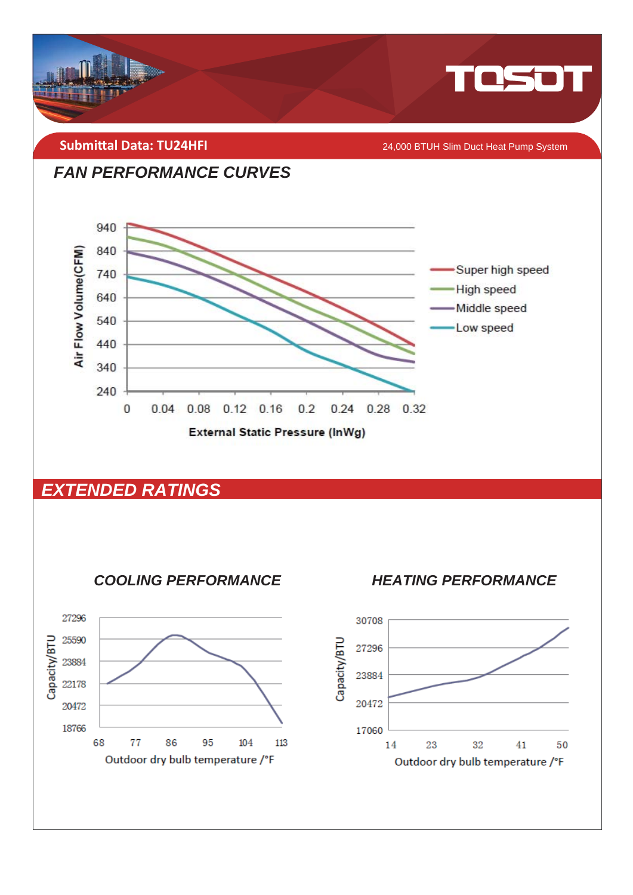**Submittal Data: TU24HFI**

24,000 BTUH Slim Duct Heat Pump System

## FAN PERFORMANCE CURVES

Air Flow Volume(CFM)

940
840
740
640
540
440
340
240

0 0.04 0.08 0.12 0.16 0.2 0.24 0.28 0.32

External Static Pressure (InWg)

- Super high speed
- High speed
- Middle speed
- Low speed

## EXTENDED RATINGS

### COOLING PERFORMANCE

Capacity/BTU

27296
25590
23884
22178
20472
18766

68 77 86 95 104 113

Outdoor dry bulb temperature /°F

### HEATING PERFORMANCE

Capacity/BTU

30708
27296
23884
20472
17060

14 23 32 41 50

Outdoor dry bulb temperature /°F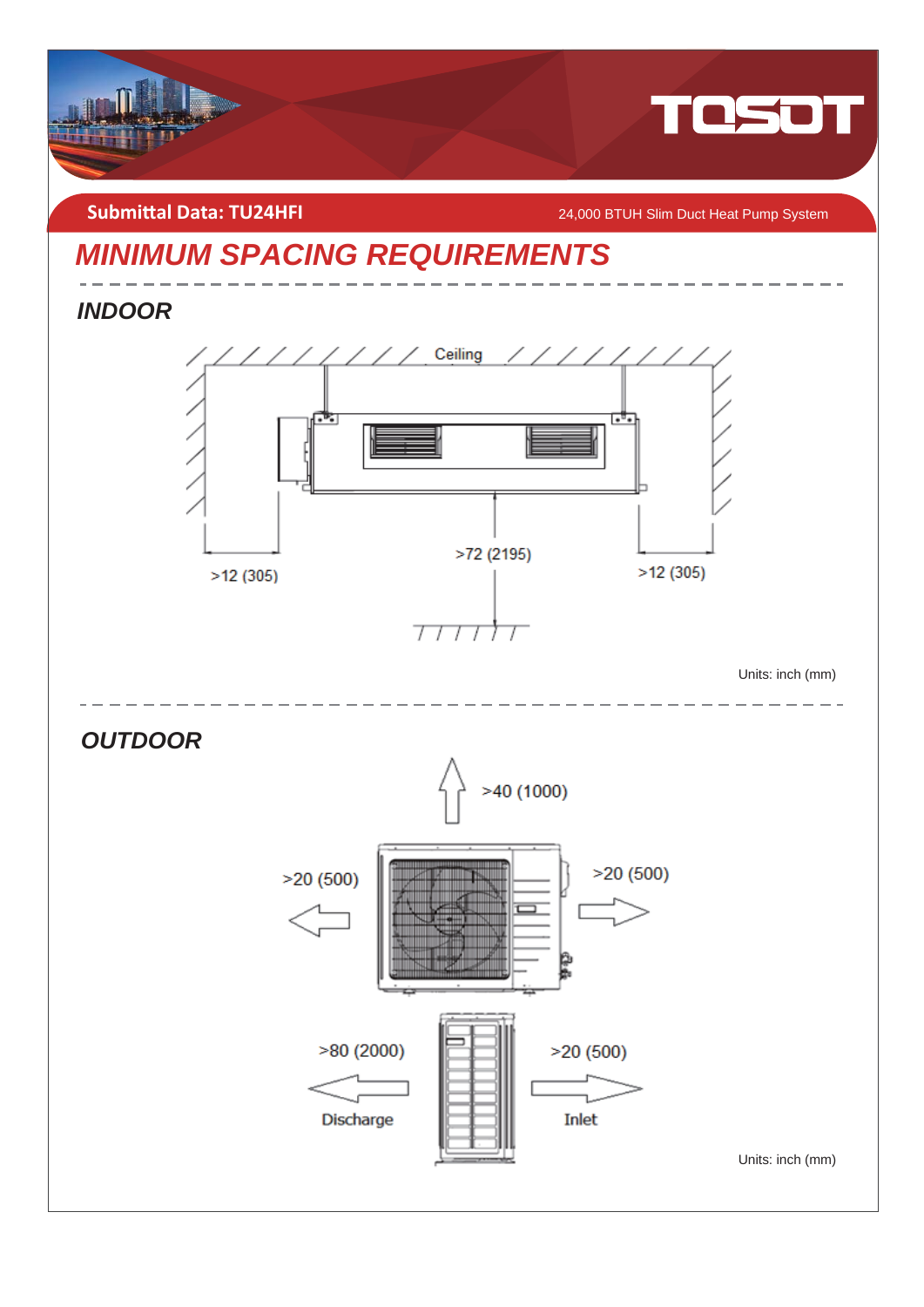Submittal Data: TU24HFI

24,000 BTUH Slim Duct Heat Pump System

# MINIMUM SPACING REQUIREMENTS

## INDOOR

Ceiling

>12 (305)

>72 (2195)

>12 (305)

Units: inch (mm)

## OUTDOOR

>40 (1000)

>20 (500)

>20 (500)

>80 (2000)

Discharge

>20 (500)

Inlet

Units: inch (mm)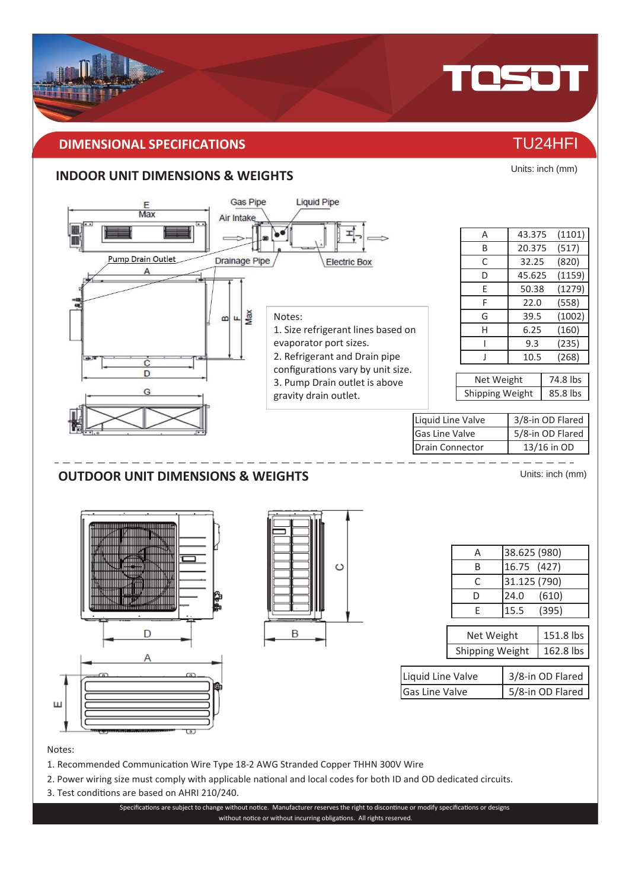## DIMENSIONAL SPECIFICATIONS

TU24HFI

### INDOOR UNIT DIMENSIONS & WEIGHTS

Units: inch (mm)

| | | |
|---|---|---|
| A | 43.375 | (1101) |
| B | 20.375 | (517) |
| C | 32.25 | (820) |
| D | 45.625 | (1159) |
| E | 50.38 | (1279) |
| F | 22.0 | (558) |
| G | 39.5 | (1002) |
| H | 6.25 | (160) |
| I | 9.3 | (235) |
| J | 10.5 | (268) |

| | |
|---|---|
| Net Weight | 74.8 lbs |
| Shipping Weight | 85.8 lbs |

| | |
|---|---|
| Liquid Line Valve | 3/8-in OD Flared |
| Gas Line Valve | 5/8-in OD Flared |
| Drain Connector | 13/16 in OD |

Notes:
1. Size refrigerant lines based on evaporator port sizes.
2. Refrigerant and Drain pipe configurations vary by unit size.
3. Pump Drain outlet is above gravity drain outlet.

### OUTDOOR UNIT DIMENSIONS & WEIGHTS

Units: inch (mm)

| | |
|---|---|
| A | 38.625 (980) |
| B | 16.75 (427) |
| C | 31.125 (790) |
| D | 24.0 (610) |
| E | 15.5 (395) |

| | |
|---|---|
| Net Weight | 151.8 lbs |
| Shipping Weight | 162.8 lbs |

| | |
|---|---|
| Liquid Line Valve | 3/8-in OD Flared |
| Gas Line Valve | 5/8-in OD Flared |

Notes:
1. Recommended Communication Wire Type 18-2 AWG Stranded Copper THHN 300V Wire
2. Power wiring size must comply with applicable national and local codes for both ID and OD dedicated circuits.
3. Test conditions are based on AHRI 210/240.

Specifications are subject to change without notice. Manufacturer reserves the right to discontinue or modify specifications or designs without notice or without incurring obligations. All rights reserved.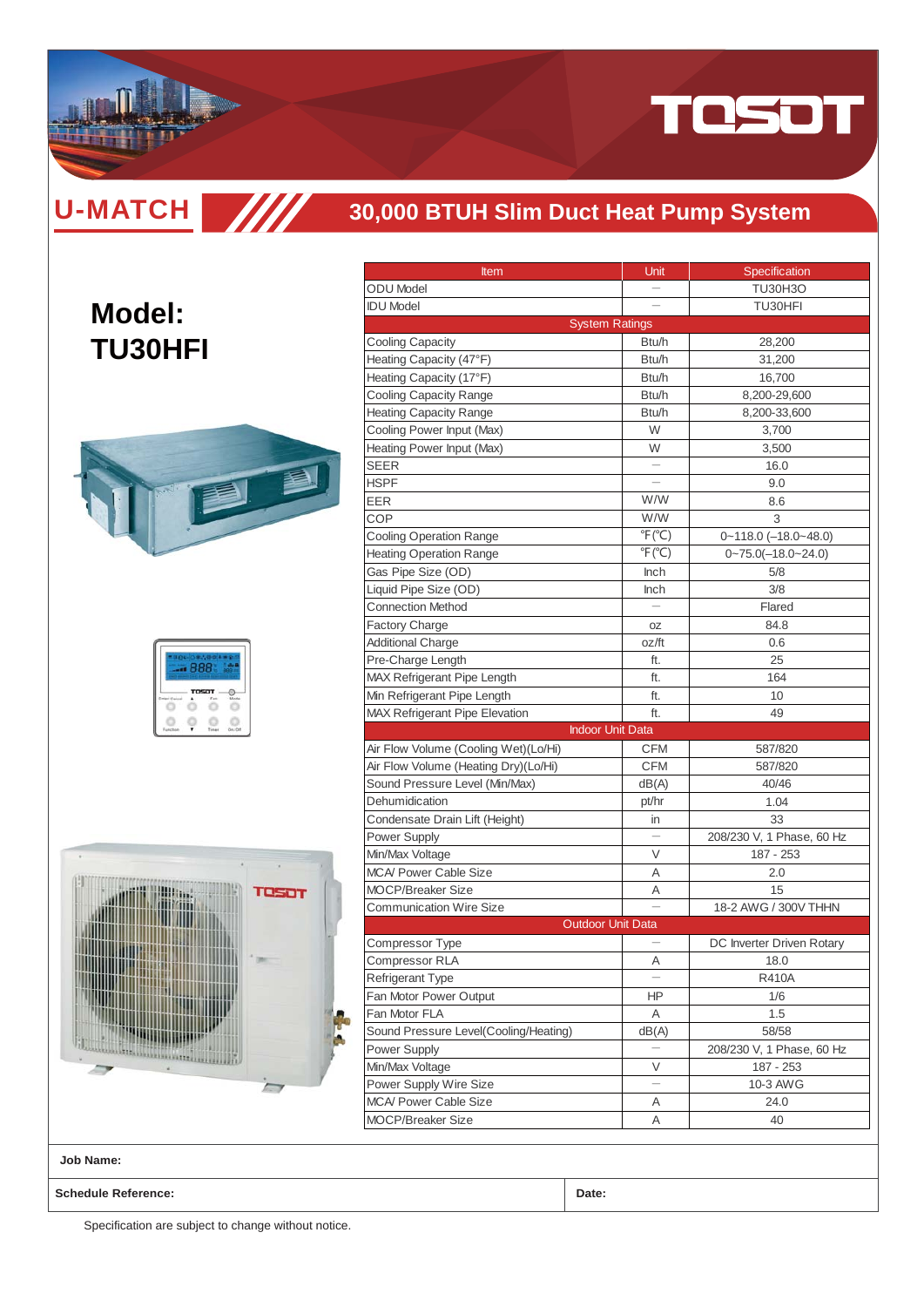# U-MATCH

## 30,000 BTUH Slim Duct Heat Pump System

## Model: TU30HFI

| Item | Unit | Specification |
|---|---|---|
| ODU Model | — | TU30H3O |
| IDU Model | — | TU30HFI |
| System Ratings | | |
| Cooling Capacity | Btu/h | 28,200 |
| Heating Capacity (47°F) | Btu/h | 31,200 |
| Heating Capacity (17°F) | Btu/h | 16,700 |
| Cooling Capacity Range | Btu/h | 8,200-29,600 |
| Heating Capacity Range | Btu/h | 8,200-33,600 |
| Cooling Power Input (Max) | W | 3,700 |
| Heating Power Input (Max) | W | 3,500 |
| SEER | — | 16.0 |
| HSPF | — | 9.0 |
| EER | W/W | 8.6 |
| COP | W/W | 3 |
| Cooling Operation Range | ℉(℃) | 0~118.0 (–18.0~48.0) |
| Heating Operation Range | ℉(℃) | 0~75.0(–18.0~24.0) |
| Gas Pipe Size (OD) | Inch | 5/8 |
| Liquid Pipe Size (OD) | Inch | 3/8 |
| Connection Method | — | Flared |
| Factory Charge | oz | 84.8 |
| Additional Charge | oz/ft | 0.6 |
| Pre-Charge Length | ft. | 25 |
| MAX Refrigerant Pipe Length | ft. | 164 |
| Min Refrigerant Pipe Length | ft. | 10 |
| MAX Refrigerant Pipe Elevation | ft. | 49 |
| Indoor Unit Data | | |
| Air Flow Volume (Cooling Wet)(Lo/Hi) | CFM | 587/820 |
| Air Flow Volume (Heating Dry)(Lo/Hi) | CFM | 587/820 |
| Sound Pressure Level (Min/Max) | dB(A) | 40/46 |
| Dehumidication | pt/hr | 1.04 |
| Condensate Drain Lift (Height) | in | 33 |
| Power Supply | — | 208/230 V, 1 Phase, 60 Hz |
| Min/Max Voltage | V | 187 - 253 |
| MCA/ Power Cable Size | A | 2.0 |
| MOCP/Breaker Size | A | 15 |
| Communication Wire Size | — | 18-2 AWG / 300V THHN |
| Outdoor Unit Data | | |
| Compressor Type | — | DC Inverter Driven Rotary |
| Compressor RLA | A | 18.0 |
| Refrigerant Type | — | R410A |
| Fan Motor Power Output | HP | 1/6 |
| Fan Motor FLA | A | 1.5 |
| Sound Pressure Level(Cooling/Heating) | dB(A) | 58/58 |
| Power Supply | — | 208/230 V, 1 Phase, 60 Hz |
| Min/Max Voltage | V | 187 - 253 |
| Power Supply Wire Size | — | 10-3 AWG |
| MCA/ Power Cable Size | A | 24.0 |
| MOCP/Breaker Size | A | 40 |

**Job Name:**

**Schedule Reference:** **Date:**

Specification are subject to change without notice.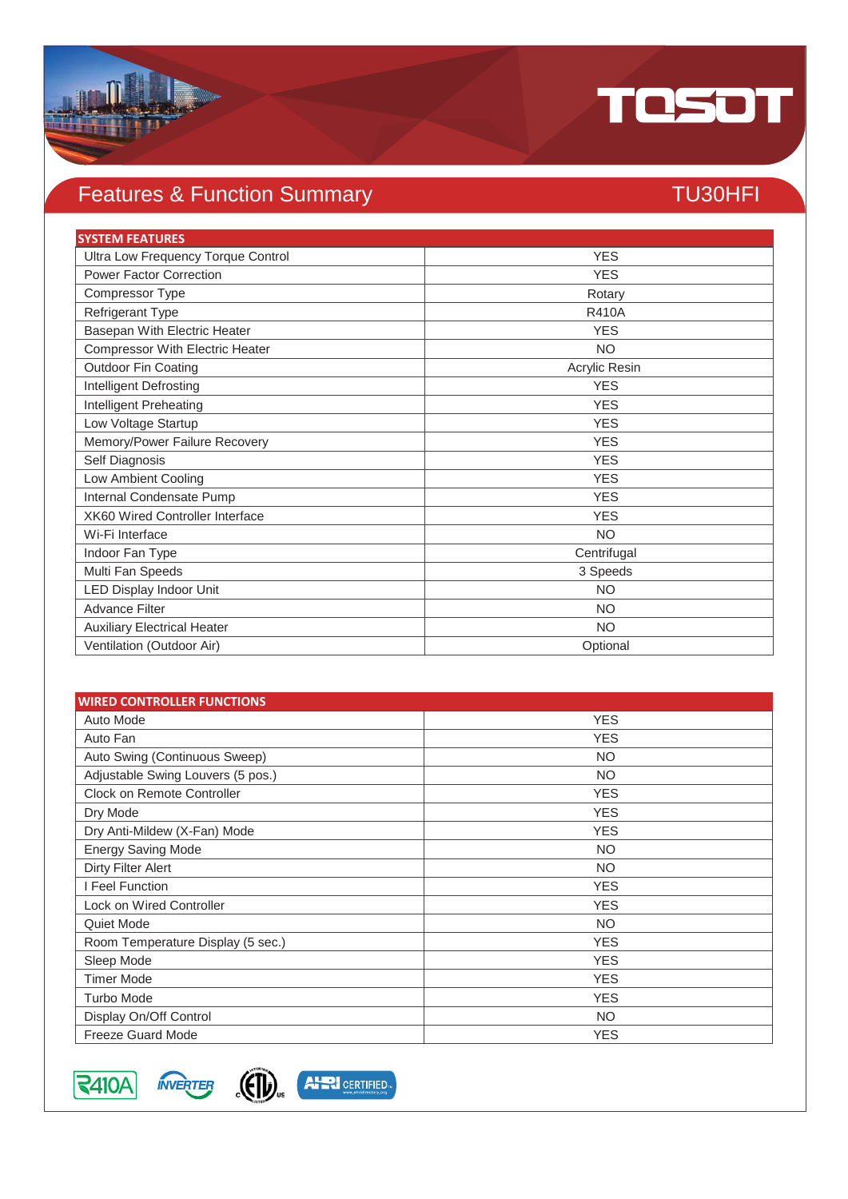# Features & Function Summary

## TU30HFI

| SYSTEM FEATURES | |
|---|---|
| Ultra Low Frequency Torque Control | YES |
| Power Factor Correction | YES |
| Compressor Type | Rotary |
| Refrigerant Type | R410A |
| Basepan With Electric Heater | YES |
| Compressor With Electric Heater | NO |
| Outdoor Fin Coating | Acrylic Resin |
| Intelligent Defrosting | YES |
| Intelligent Preheating | YES |
| Low Voltage Startup | YES |
| Memory/Power Failure Recovery | YES |
| Self Diagnosis | YES |
| Low Ambient Cooling | YES |
| Internal Condensate Pump | YES |
| XK60 Wired Controller Interface | YES |
| Wi-Fi Interface | NO |
| Indoor Fan Type | Centrifugal |
| Multi Fan Speeds | 3 Speeds |
| LED Display Indoor Unit | NO |
| Advance Filter | NO |
| Auxiliary Electrical Heater | NO |
| Ventilation (Outdoor Air) | Optional |

| WIRED CONTROLLER FUNCTIONS | |
|---|---|
| Auto Mode | YES |
| Auto Fan | YES |
| Auto Swing (Continuous Sweep) | NO |
| Adjustable Swing Louvers (5 pos.) | NO |
| Clock on Remote Controller | YES |
| Dry Mode | YES |
| Dry Anti-Mildew (X-Fan) Mode | YES |
| Energy Saving Mode | NO |
| Dirty Filter Alert | NO |
| I Feel Function | YES |
| Lock on Wired Controller | YES |
| Quiet Mode | NO |
| Room Temperature Display (5 sec.) | YES |
| Sleep Mode | YES |
| Timer Mode | YES |
| Turbo Mode | YES |
| Display On/Off Control | NO |
| Freeze Guard Mode | YES |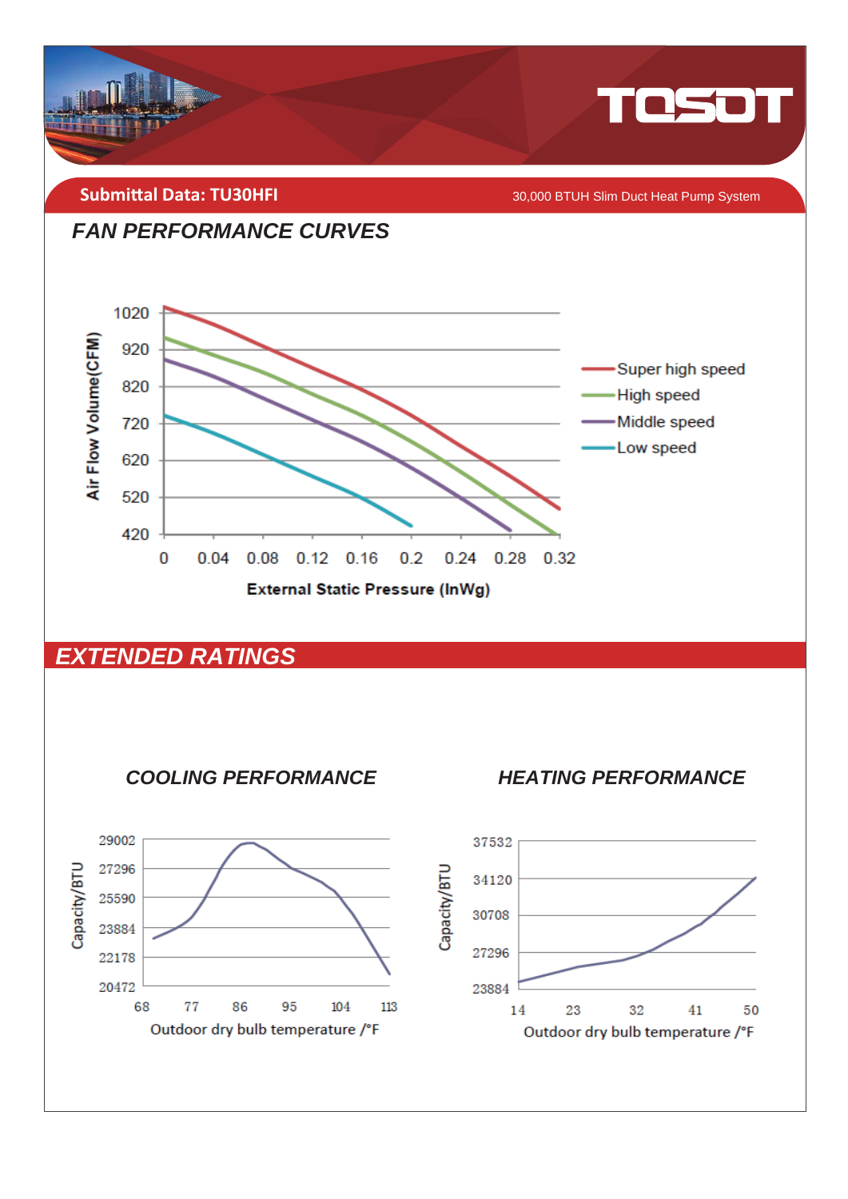**Submittal Data: TU30HFI** 30,000 BTUH Slim Duct Heat Pump System

## FAN PERFORMANCE CURVES

Air Flow Volume(CFM): 1020, 920, 820, 720, 620, 520, 420

External Static Pressure (InWg): 0, 0.04, 0.08, 0.12, 0.16, 0.2, 0.24, 0.28, 0.32

- Super high speed
- High speed
- Middle speed
- Low speed

## EXTENDED RATINGS

### COOLING PERFORMANCE

Capacity/BTU: 29002, 27296, 25590, 23884, 22178, 20472

Outdoor dry bulb temperature /°F: 68, 77, 86, 95, 104, 113

### HEATING PERFORMANCE

Capacity/BTU: 37532, 34120, 30708, 27296, 23884

Outdoor dry bulb temperature /°F: 14, 23, 32, 41, 50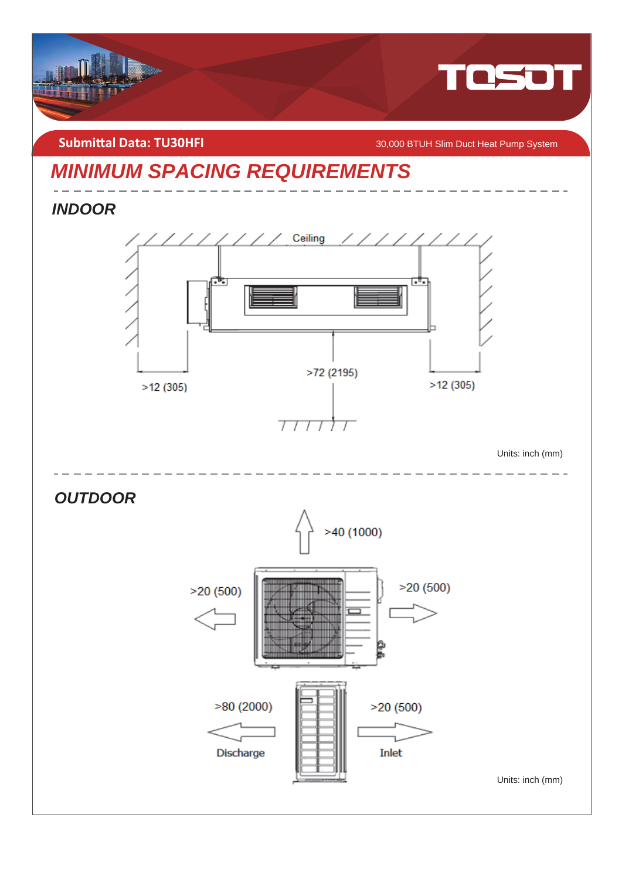**Submittal Data: TU30HFI**

30,000 BTUH Slim Duct Heat Pump System

# MINIMUM SPACING REQUIREMENTS

## INDOOR

Ceiling

>12 (305)

>72 (2195)

>12 (305)

Units: inch (mm)

## OUTDOOR

>40 (1000)

>20 (500)

>20 (500)

>80 (2000)

Discharge

>20 (500)

Inlet

Units: inch (mm)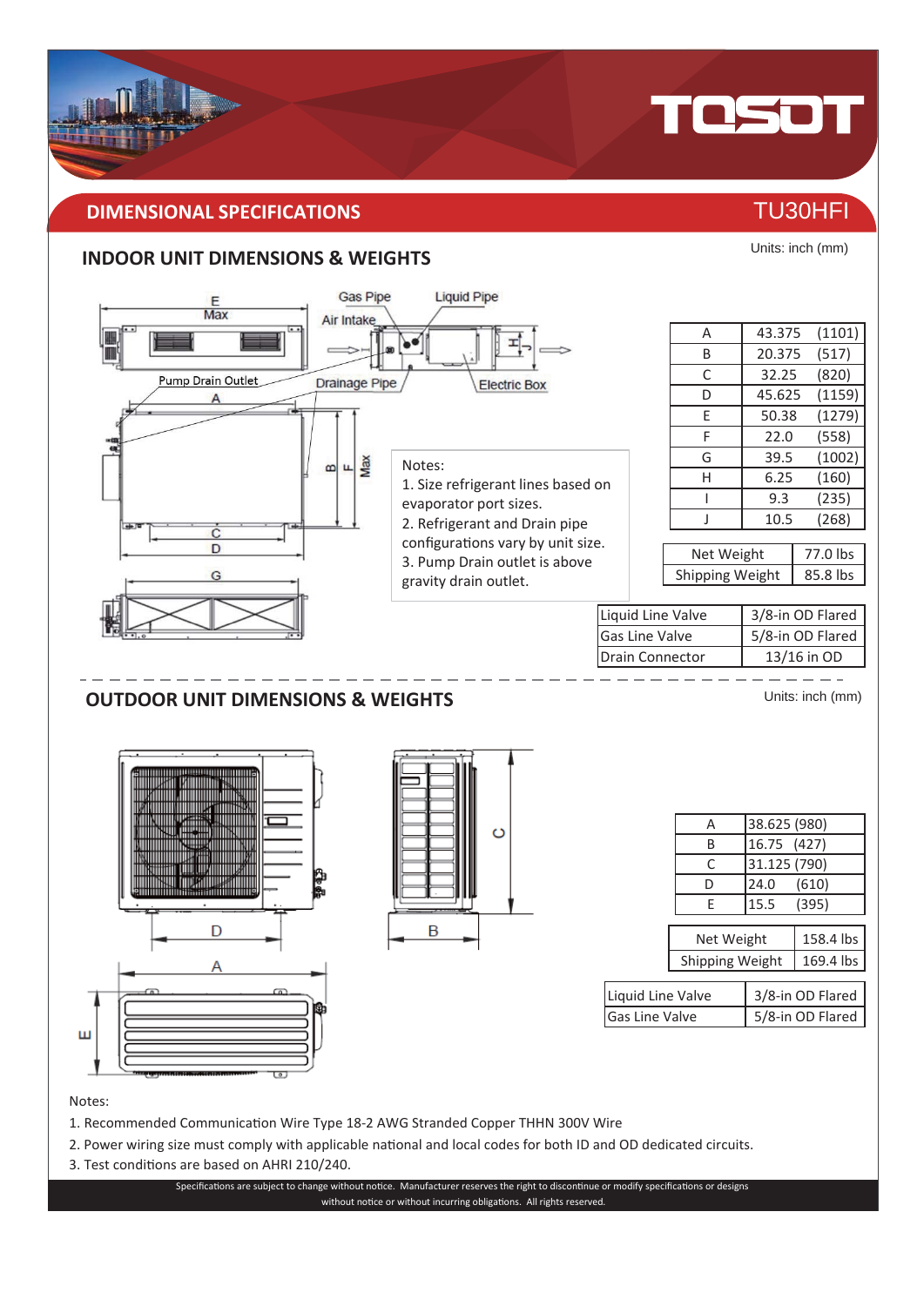## DIMENSIONAL SPECIFICATIONS

TU30HFI

### INDOOR UNIT DIMENSIONS & WEIGHTS

Units: inch (mm)

Notes:
1. Size refrigerant lines based on evaporator port sizes.
2. Refrigerant and Drain pipe configurations vary by unit size.
3. Pump Drain outlet is above gravity drain outlet.

| | | |
|---|---|---|
| A | 43.375 | (1101) |
| B | 20.375 | (517) |
| C | 32.25 | (820) |
| D | 45.625 | (1159) |
| E | 50.38 | (1279) |
| F | 22.0 | (558) |
| G | 39.5 | (1002) |
| H | 6.25 | (160) |
| I | 9.3 | (235) |
| J | 10.5 | (268) |

| | |
|---|---|
| Net Weight | 77.0 lbs |
| Shipping Weight | 85.8 lbs |

| | |
|---|---|
| Liquid Line Valve | 3/8-in OD Flared |
| Gas Line Valve | 5/8-in OD Flared |
| Drain Connector | 13/16 in OD |

### OUTDOOR UNIT DIMENSIONS & WEIGHTS

Units: inch (mm)

| | |
|---|---|
| A | 38.625 (980) |
| B | 16.75 (427) |
| C | 31.125 (790) |
| D | 24.0 (610) |
| E | 15.5 (395) |

| | |
|---|---|
| Net Weight | 158.4 lbs |
| Shipping Weight | 169.4 lbs |

| | |
|---|---|
| Liquid Line Valve | 3/8-in OD Flared |
| Gas Line Valve | 5/8-in OD Flared |

Notes:
1. Recommended Communication Wire Type 18-2 AWG Stranded Copper THHN 300V Wire
2. Power wiring size must comply with applicable national and local codes for both ID and OD dedicated circuits.
3. Test conditions are based on AHRI 210/240.

Specifications are subject to change without notice. Manufacturer reserves the right to discontinue or modify specifications or designs without notice or without incurring obligations. All rights reserved.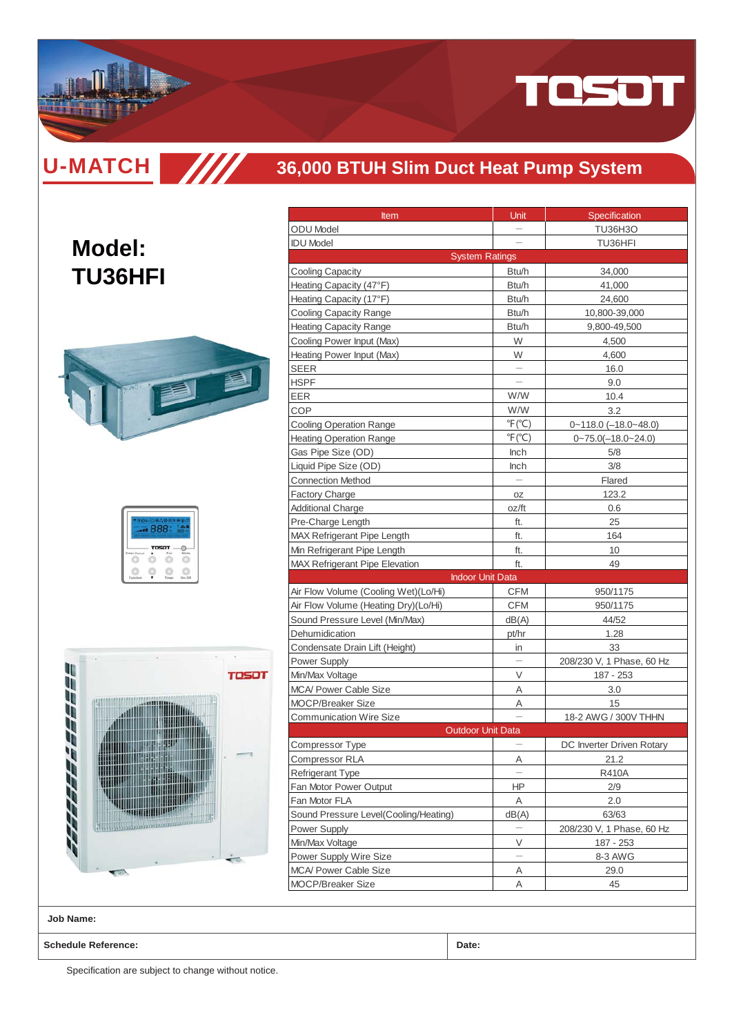# U-MATCH

## 36,000 BTUH Slim Duct Heat Pump System

# Model: TU36HFI

| Item | Unit | Specification |
|---|---|---|
| ODU Model | — | TU36H3O |
| IDU Model | — | TU36HFI |
| System Ratings | | |
| Cooling Capacity | Btu/h | 34,000 |
| Heating Capacity (47°F) | Btu/h | 41,000 |
| Heating Capacity (17°F) | Btu/h | 24,600 |
| Cooling Capacity Range | Btu/h | 10,800-39,000 |
| Heating Capacity Range | Btu/h | 9,800-49,500 |
| Cooling Power Input (Max) | W | 4,500 |
| Heating Power Input (Max) | W | 4,600 |
| SEER | — | 16.0 |
| HSPF | — | 9.0 |
| EER | W/W | 10.4 |
| COP | W/W | 3.2 |
| Cooling Operation Range | ℉(℃) | 0~118.0 (–18.0~48.0) |
| Heating Operation Range | ℉(℃) | 0~75.0(–18.0~24.0) |
| Gas Pipe Size (OD) | Inch | 5/8 |
| Liquid Pipe Size (OD) | Inch | 3/8 |
| Connection Method | — | Flared |
| Factory Charge | oz | 123.2 |
| Additional Charge | oz/ft | 0.6 |
| Pre-Charge Length | ft. | 25 |
| MAX Refrigerant Pipe Length | ft. | 164 |
| Min Refrigerant Pipe Length | ft. | 10 |
| MAX Refrigerant Pipe Elevation | ft. | 49 |
| Indoor Unit Data | | |
| Air Flow Volume (Cooling Wet)(Lo/Hi) | CFM | 950/1175 |
| Air Flow Volume (Heating Dry)(Lo/Hi) | CFM | 950/1175 |
| Sound Pressure Level (Min/Max) | dB(A) | 44/52 |
| Dehumidication | pt/hr | 1.28 |
| Condensate Drain Lift (Height) | in | 33 |
| Power Supply | — | 208/230 V, 1 Phase, 60 Hz |
| Min/Max Voltage | V | 187 - 253 |
| MCA/ Power Cable Size | A | 3.0 |
| MOCP/Breaker Size | A | 15 |
| Communication Wire Size | — | 18-2 AWG / 300V THHN |
| Outdoor Unit Data | | |
| Compressor Type | — | DC Inverter Driven Rotary |
| Compressor RLA | A | 21.2 |
| Refrigerant Type | — | R410A |
| Fan Motor Power Output | HP | 2/9 |
| Fan Motor FLA | A | 2.0 |
| Sound Pressure Level(Cooling/Heating) | dB(A) | 63/63 |
| Power Supply | — | 208/230 V, 1 Phase, 60 Hz |
| Min/Max Voltage | V | 187 - 253 |
| Power Supply Wire Size | — | 8-3 AWG |
| MCA/ Power Cable Size | A | 29.0 |
| MOCP/Breaker Size | A | 45 |

**Job Name:**

**Schedule Reference:** **Date:**

Specification are subject to change without notice.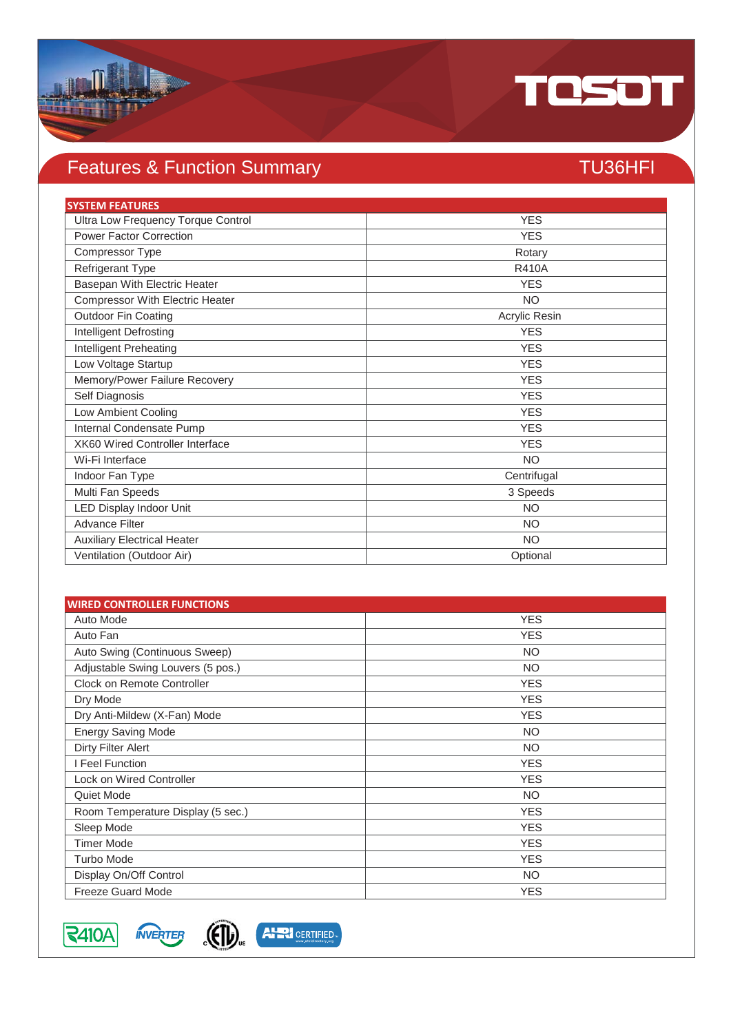# Features & Function Summary

## TU36HFI

| SYSTEM FEATURES | |
|---|---|
| Ultra Low Frequency Torque Control | YES |
| Power Factor Correction | YES |
| Compressor Type | Rotary |
| Refrigerant Type | R410A |
| Basepan With Electric Heater | YES |
| Compressor With Electric Heater | NO |
| Outdoor Fin Coating | Acrylic Resin |
| Intelligent Defrosting | YES |
| Intelligent Preheating | YES |
| Low Voltage Startup | YES |
| Memory/Power Failure Recovery | YES |
| Self Diagnosis | YES |
| Low Ambient Cooling | YES |
| Internal Condensate Pump | YES |
| XK60 Wired Controller Interface | YES |
| Wi-Fi Interface | NO |
| Indoor Fan Type | Centrifugal |
| Multi Fan Speeds | 3 Speeds |
| LED Display Indoor Unit | NO |
| Advance Filter | NO |
| Auxiliary Electrical Heater | NO |
| Ventilation (Outdoor Air) | Optional |

| WIRED CONTROLLER FUNCTIONS | |
|---|---|
| Auto Mode | YES |
| Auto Fan | YES |
| Auto Swing (Continuous Sweep) | NO |
| Adjustable Swing Louvers (5 pos.) | NO |
| Clock on Remote Controller | YES |
| Dry Mode | YES |
| Dry Anti-Mildew (X-Fan) Mode | YES |
| Energy Saving Mode | NO |
| Dirty Filter Alert | NO |
| I Feel Function | YES |
| Lock on Wired Controller | YES |
| Quiet Mode | NO |
| Room Temperature Display (5 sec.) | YES |
| Sleep Mode | YES |
| Timer Mode | YES |
| Turbo Mode | YES |
| Display On/Off Control | NO |
| Freeze Guard Mode | YES |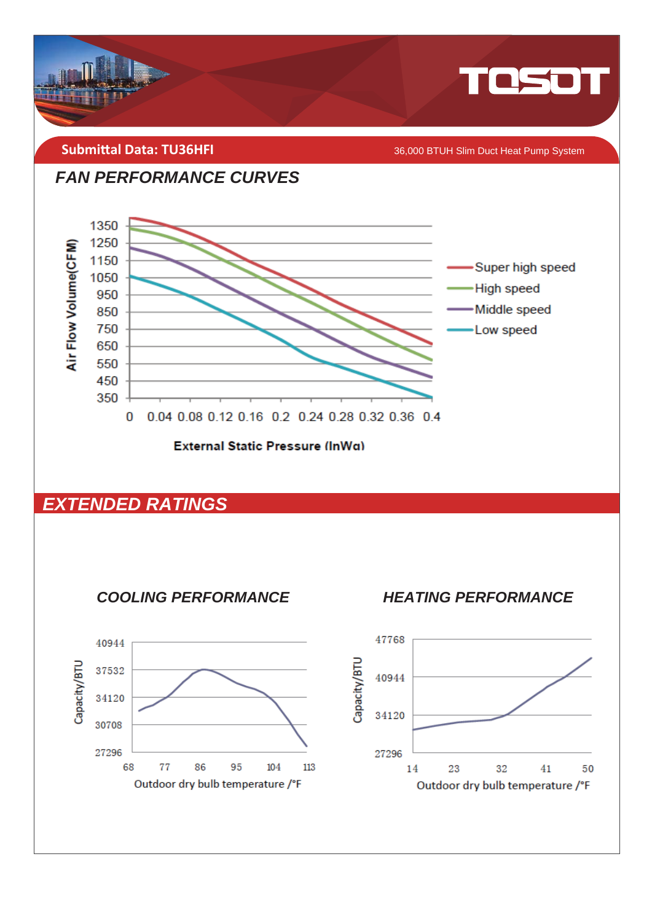**Submittal Data: TU36HFI**

36,000 BTUH Slim Duct Heat Pump System

## FAN PERFORMANCE CURVES

Air Flow Volume(CFM)

1350
1250
1150
1050
950
850
750
650
550
450
350

0 0.04 0.08 0.12 0.16 0.2 0.24 0.28 0.32 0.36 0.4

External Static Pressure (InWa)

- Super high speed
- High speed
- Middle speed
- Low speed

## EXTENDED RATINGS

### COOLING PERFORMANCE

Capacity/BTU

40944
37532
34120
30708
27296

68 77 86 95 104 113

Outdoor dry bulb temperature /°F

### HEATING PERFORMANCE

Capacity/BTU

47768
40944
34120
27296

14 23 32 41 50

Outdoor dry bulb temperature /°F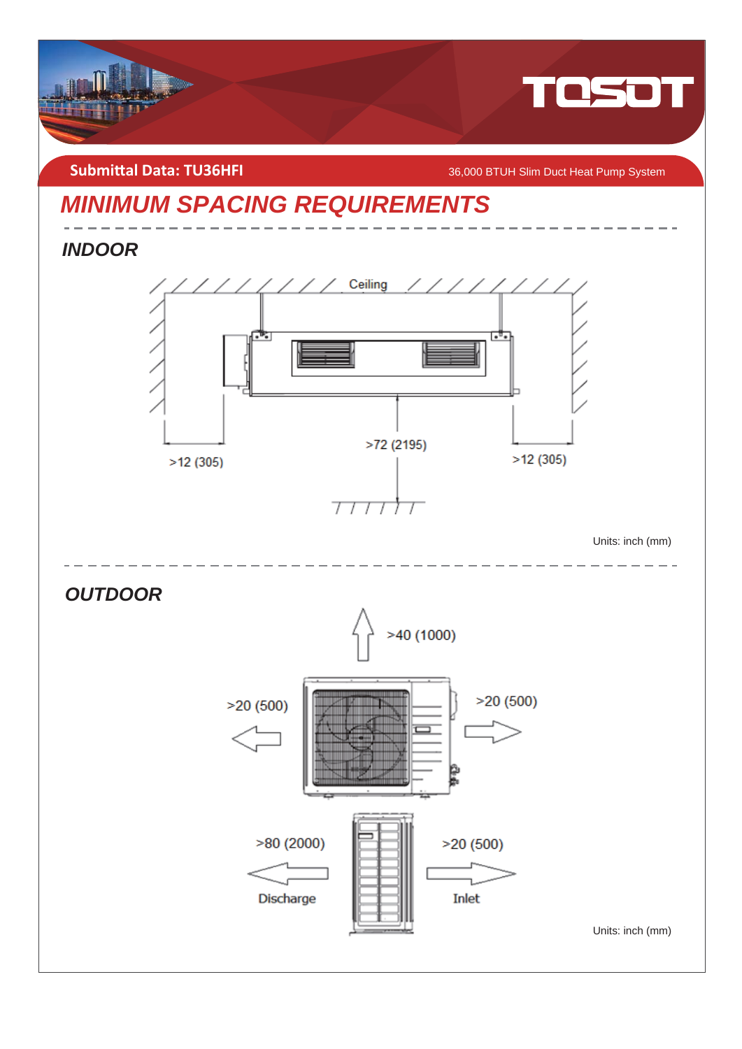Submittal Data: TU36HFI

36,000 BTUH Slim Duct Heat Pump System

# MINIMUM SPACING REQUIREMENTS

## INDOOR

Ceiling

>12 (305)

>72 (2195)

>12 (305)

Units: inch (mm)

## OUTDOOR

>40 (1000)

>20 (500)

>20 (500)

>80 (2000)

Discharge

>20 (500)

Inlet

Units: inch (mm)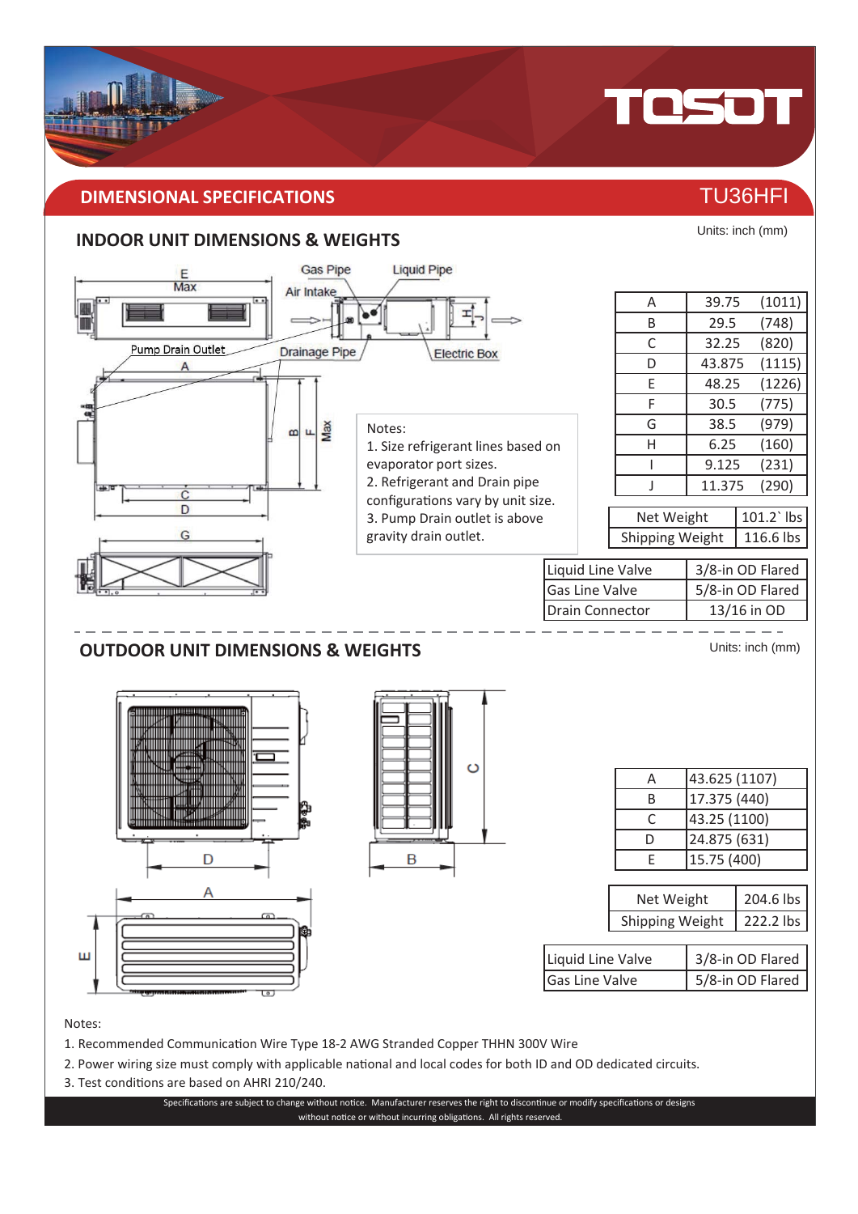## DIMENSIONAL SPECIFICATIONS

TU36HFI

### INDOOR UNIT DIMENSIONS & WEIGHTS

Units: inch (mm)

Notes:
1. Size refrigerant lines based on evaporator port sizes.
2. Refrigerant and Drain pipe configurations vary by unit size.
3. Pump Drain outlet is above gravity drain outlet.

| | | |
|---|---|---|
| A | 39.75 | (1011) |
| B | 29.5 | (748) |
| C | 32.25 | (820) |
| D | 43.875 | (1115) |
| E | 48.25 | (1226) |
| F | 30.5 | (775) |
| G | 38.5 | (979) |
| H | 6.25 | (160) |
| I | 9.125 | (231) |
| J | 11.375 | (290) |

| | |
|---|---|
| Net Weight | 101.2` lbs |
| Shipping Weight | 116.6 lbs |

| | |
|---|---|
| Liquid Line Valve | 3/8-in OD Flared |
| Gas Line Valve | 5/8-in OD Flared |
| Drain Connector | 13/16 in OD |

### OUTDOOR UNIT DIMENSIONS & WEIGHTS

Units: inch (mm)

| | |
|---|---|
| A | 43.625 (1107) |
| B | 17.375 (440) |
| C | 43.25 (1100) |
| D | 24.875 (631) |
| E | 15.75 (400) |

| | |
|---|---|
| Net Weight | 204.6 lbs |
| Shipping Weight | 222.2 lbs |

| | |
|---|---|
| Liquid Line Valve | 3/8-in OD Flared |
| Gas Line Valve | 5/8-in OD Flared |

Notes:
1. Recommended Communication Wire Type 18-2 AWG Stranded Copper THHN 300V Wire
2. Power wiring size must comply with applicable national and local codes for both ID and OD dedicated circuits.
3. Test conditions are based on AHRI 210/240.

Specifications are subject to change without notice. Manufacturer reserves the right to discontinue or modify specifications or designs without notice or without incurring obligations. All rights reserved.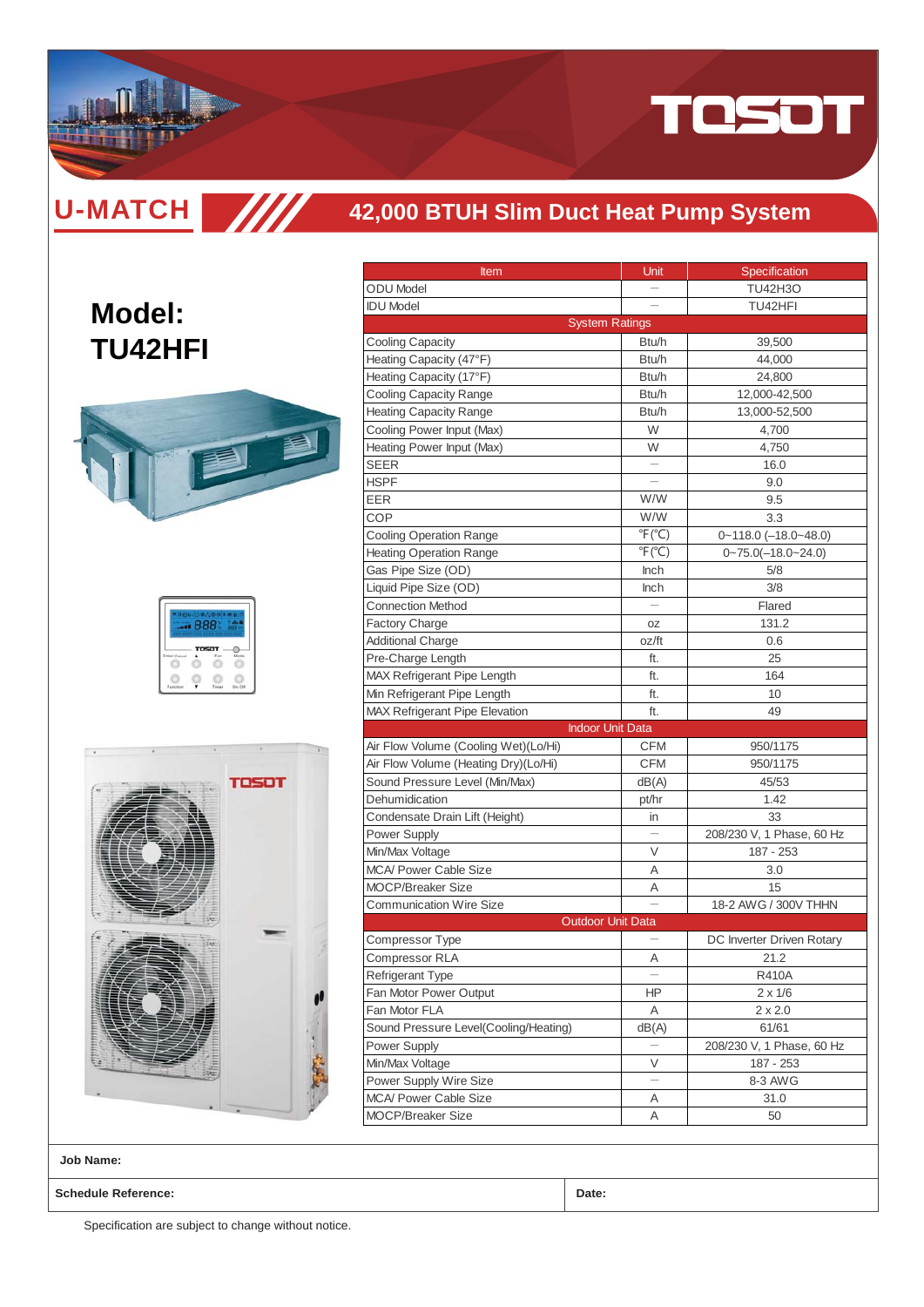# U-MATCH

## 42,000 BTUH Slim Duct Heat Pump System

## Model: TU42HFI

| Item | Unit | Specification |
|---|---|---|
| ODU Model | — | TU42H3O |
| IDU Model | — | TU42HFI |
| **System Ratings** | | |
| Cooling Capacity | Btu/h | 39,500 |
| Heating Capacity (47°F) | Btu/h | 44,000 |
| Heating Capacity (17°F) | Btu/h | 24,800 |
| Cooling Capacity Range | Btu/h | 12,000-42,500 |
| Heating Capacity Range | Btu/h | 13,000-52,500 |
| Cooling Power Input (Max) | W | 4,700 |
| Heating Power Input (Max) | W | 4,750 |
| SEER | — | 16.0 |
| HSPF | — | 9.0 |
| EER | W/W | 9.5 |
| COP | W/W | 3.3 |
| Cooling Operation Range | ℉(℃) | 0~118.0 (–18.0~48.0) |
| Heating Operation Range | ℉(℃) | 0~75.0(–18.0~24.0) |
| Gas Pipe Size (OD) | Inch | 5/8 |
| Liquid Pipe Size (OD) | Inch | 3/8 |
| Connection Method | — | Flared |
| Factory Charge | oz | 131.2 |
| Additional Charge | oz/ft | 0.6 |
| Pre-Charge Length | ft. | 25 |
| MAX Refrigerant Pipe Length | ft. | 164 |
| Min Refrigerant Pipe Length | ft. | 10 |
| MAX Refrigerant Pipe Elevation | ft. | 49 |
| **Indoor Unit Data** | | |
| Air Flow Volume (Cooling Wet)(Lo/Hi) | CFM | 950/1175 |
| Air Flow Volume (Heating Dry)(Lo/Hi) | CFM | 950/1175 |
| Sound Pressure Level (Min/Max) | dB(A) | 45/53 |
| Dehumidication | pt/hr | 1.42 |
| Condensate Drain Lift (Height) | in | 33 |
| Power Supply | — | 208/230 V, 1 Phase, 60 Hz |
| Min/Max Voltage | V | 187 - 253 |
| MCA/ Power Cable Size | A | 3.0 |
| MOCP/Breaker Size | A | 15 |
| Communication Wire Size | — | 18-2 AWG / 300V THHN |
| **Outdoor Unit Data** | | |
| Compressor Type | — | DC Inverter Driven Rotary |
| Compressor RLA | A | 21.2 |
| Refrigerant Type | — | R410A |
| Fan Motor Power Output | HP | 2 x 1/6 |
| Fan Motor FLA | A | 2 x 2.0 |
| Sound Pressure Level(Cooling/Heating) | dB(A) | 61/61 |
| Power Supply | — | 208/230 V, 1 Phase, 60 Hz |
| Min/Max Voltage | V | 187 - 253 |
| Power Supply Wire Size | — | 8-3 AWG |
| MCA/ Power Cable Size | A | 31.0 |
| MOCP/Breaker Size | A | 50 |

**Job Name:**

**Schedule Reference:** | **Date:**

Specification are subject to change without notice.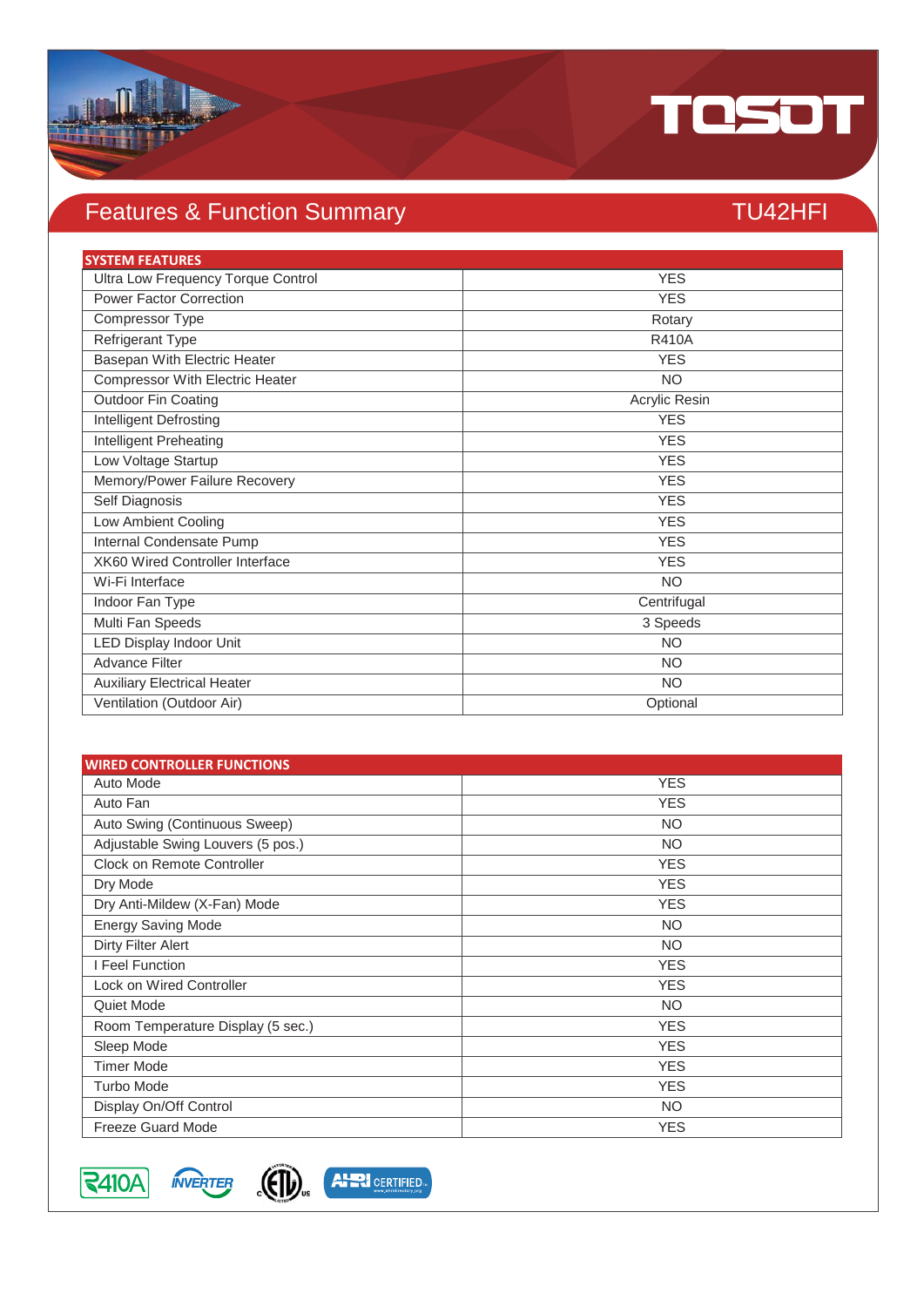# Features & Function Summary

## TU42HFI

| SYSTEM FEATURES | |
|---|---|
| Ultra Low Frequency Torque Control | YES |
| Power Factor Correction | YES |
| Compressor Type | Rotary |
| Refrigerant Type | R410A |
| Basepan With Electric Heater | YES |
| Compressor With Electric Heater | NO |
| Outdoor Fin Coating | Acrylic Resin |
| Intelligent Defrosting | YES |
| Intelligent Preheating | YES |
| Low Voltage Startup | YES |
| Memory/Power Failure Recovery | YES |
| Self Diagnosis | YES |
| Low Ambient Cooling | YES |
| Internal Condensate Pump | YES |
| XK60 Wired Controller Interface | YES |
| Wi-Fi Interface | NO |
| Indoor Fan Type | Centrifugal |
| Multi Fan Speeds | 3 Speeds |
| LED Display Indoor Unit | NO |
| Advance Filter | NO |
| Auxiliary Electrical Heater | NO |
| Ventilation (Outdoor Air) | Optional |

| WIRED CONTROLLER FUNCTIONS | |
|---|---|
| Auto Mode | YES |
| Auto Fan | YES |
| Auto Swing (Continuous Sweep) | NO |
| Adjustable Swing Louvers (5 pos.) | NO |
| Clock on Remote Controller | YES |
| Dry Mode | YES |
| Dry Anti-Mildew (X-Fan) Mode | YES |
| Energy Saving Mode | NO |
| Dirty Filter Alert | NO |
| I Feel Function | YES |
| Lock on Wired Controller | YES |
| Quiet Mode | NO |
| Room Temperature Display (5 sec.) | YES |
| Sleep Mode | YES |
| Timer Mode | YES |
| Turbo Mode | YES |
| Display On/Off Control | NO |
| Freeze Guard Mode | YES |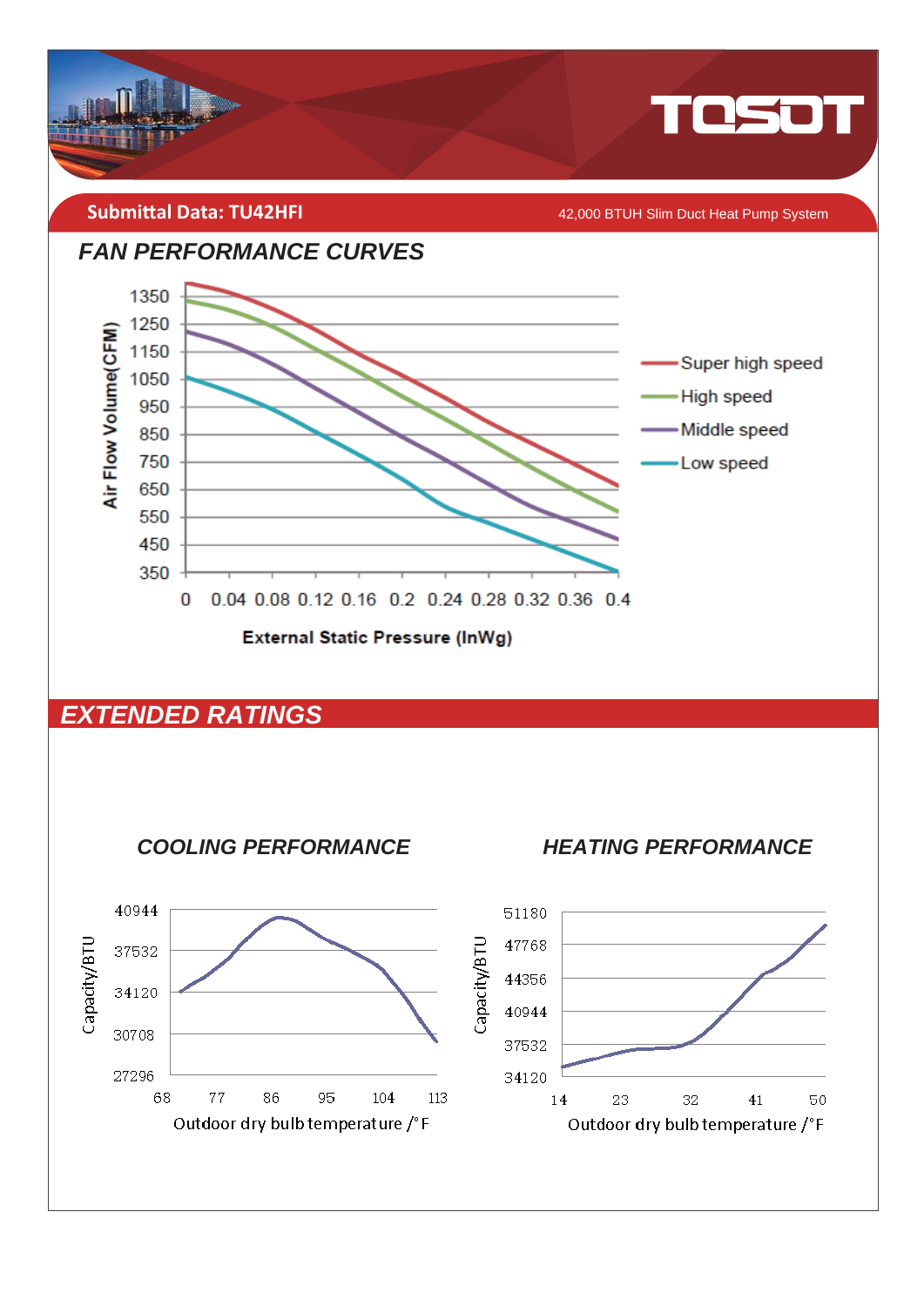**Submittal Data: TU42HFI**

42,000 BTUH Slim Duct Heat Pump System

## FAN PERFORMANCE CURVES

Air Flow Volume(CFM)

1350, 1250, 1150, 1050, 950, 850, 750, 650, 550, 450, 350

0, 0.04, 0.08, 0.12, 0.16, 0.2, 0.24, 0.28, 0.32, 0.36, 0.4

External Static Pressure (InWg)

- Super high speed
- High speed
- Middle speed
- Low speed

## EXTENDED RATINGS

### COOLING PERFORMANCE

Capacity/BTU

40944, 37532, 34120, 30708, 27296

68, 77, 86, 95, 104, 113

Outdoor dry bulb temperature /°F

### HEATING PERFORMANCE

Capacity/BTU

51180, 47768, 44356, 40944, 37532, 34120

14, 23, 32, 41, 50

Outdoor dry bulb temperature /°F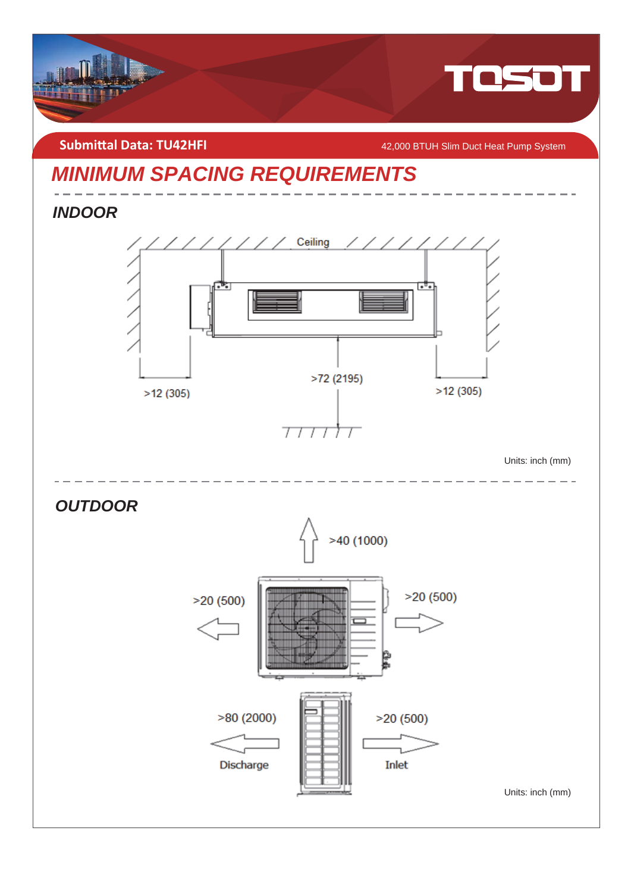Submittal Data: TU42HFI

42,000 BTUH Slim Duct Heat Pump System

# MINIMUM SPACING REQUIREMENTS

## INDOOR

Ceiling

>12 (305)

>72 (2195)

>12 (305)

Units: inch (mm)

## OUTDOOR

>40 (1000)

>20 (500)

>20 (500)

>80 (2000)

Discharge

>20 (500)

Inlet

Units: inch (mm)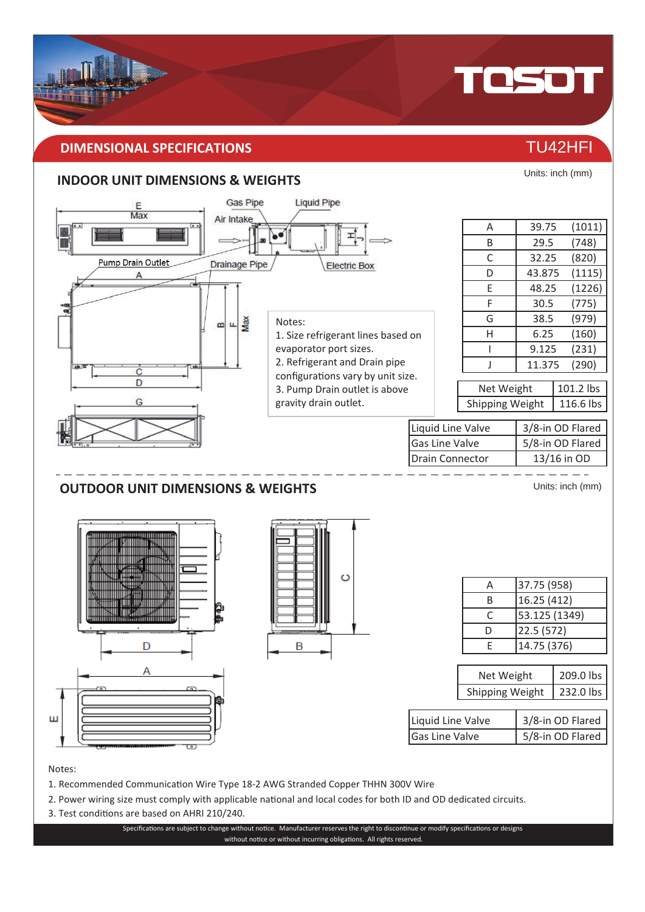## DIMENSIONAL SPECIFICATIONS

TU42HFI

### INDOOR UNIT DIMENSIONS & WEIGHTS

Units: inch (mm)

| | | |
|---|---|---|
| A | 39.75 | (1011) |
| B | 29.5 | (748) |
| C | 32.25 | (820) |
| D | 43.875 | (1115) |
| E | 48.25 | (1226) |
| F | 30.5 | (775) |
| G | 38.5 | (979) |
| H | 6.25 | (160) |
| I | 9.125 | (231) |
| J | 11.375 | (290) |

Notes:
1. Size refrigerant lines based on evaporator port sizes.
2. Refrigerant and Drain pipe configurations vary by unit size.
3. Pump Drain outlet is above gravity drain outlet.

| | |
|---|---|
| Net Weight | 101.2 lbs |
| Shipping Weight | 116.6 lbs |

| | |
|---|---|
| Liquid Line Valve | 3/8-in OD Flared |
| Gas Line Valve | 5/8-in OD Flared |
| Drain Connector | 13/16 in OD |

### OUTDOOR UNIT DIMENSIONS & WEIGHTS

Units: inch (mm)

| | |
|---|---|
| A | 37.75 (958) |
| B | 16.25 (412) |
| C | 53.125 (1349) |
| D | 22.5 (572) |
| E | 14.75 (376) |

| | |
|---|---|
| Net Weight | 209.0 lbs |
| Shipping Weight | 232.0 lbs |

| | |
|---|---|
| Liquid Line Valve | 3/8-in OD Flared |
| Gas Line Valve | 5/8-in OD Flared |

Notes:
1. Recommended Communication Wire Type 18-2 AWG Stranded Copper THHN 300V Wire
2. Power wiring size must comply with applicable national and local codes for both ID and OD dedicated circuits.
3. Test conditions are based on AHRI 210/240.

Specifications are subject to change without notice. Manufacturer reserves the right to discontinue or modify specifications or designs without notice or without incurring obligations. All rights reserved.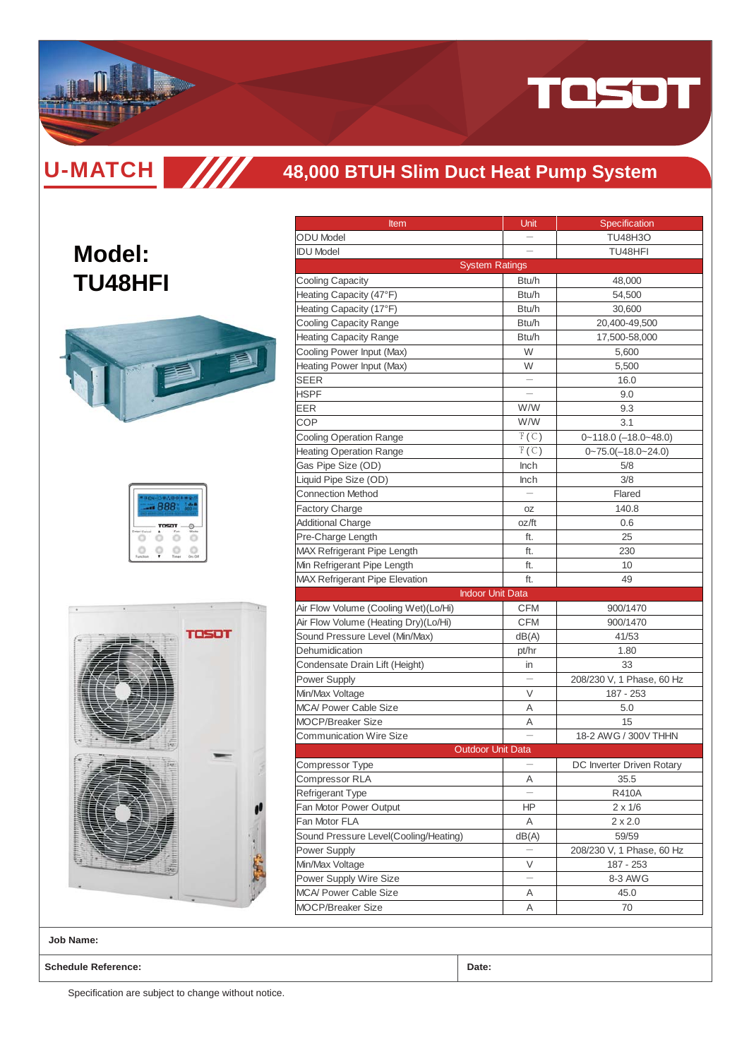# U-MATCH

## 48,000 BTUH Slim Duct Heat Pump System

# Model: TU48HFI

| Item | Unit | Specification |
|---|---|---|
| ODU Model | — | TU48H3O |
| IDU Model | — | TU48HFI |
| System Ratings | | |
| Cooling Capacity | Btu/h | 48,000 |
| Heating Capacity (47°F) | Btu/h | 54,500 |
| Heating Capacity (17°F) | Btu/h | 30,600 |
| Cooling Capacity Range | Btu/h | 20,400-49,500 |
| Heating Capacity Range | Btu/h | 17,500-58,000 |
| Cooling Power Input (Max) | W | 5,600 |
| Heating Power Input (Max) | W | 5,500 |
| SEER | — | 16.0 |
| HSPF | — | 9.0 |
| EER | W/W | 9.3 |
| COP | W/W | 3.1 |
| Cooling Operation Range | ℉(℃) | 0~118.0 (–18.0~48.0) |
| Heating Operation Range | ℉(℃) | 0~75.0(–18.0~24.0) |
| Gas Pipe Size (OD) | Inch | 5/8 |
| Liquid Pipe Size (OD) | Inch | 3/8 |
| Connection Method | — | Flared |
| Factory Charge | oz | 140.8 |
| Additional Charge | oz/ft | 0.6 |
| Pre-Charge Length | ft. | 25 |
| MAX Refrigerant Pipe Length | ft. | 230 |
| Min Refrigerant Pipe Length | ft. | 10 |
| MAX Refrigerant Pipe Elevation | ft. | 49 |
| Indoor Unit Data | | |
| Air Flow Volume (Cooling Wet)(Lo/Hi) | CFM | 900/1470 |
| Air Flow Volume (Heating Dry)(Lo/Hi) | CFM | 900/1470 |
| Sound Pressure Level (Min/Max) | dB(A) | 41/53 |
| Dehumidication | pt/hr | 1.80 |
| Condensate Drain Lift (Height) | in | 33 |
| Power Supply | — | 208/230 V, 1 Phase, 60 Hz |
| Min/Max Voltage | V | 187 - 253 |
| MCA/ Power Cable Size | A | 5.0 |
| MOCP/Breaker Size | A | 15 |
| Communication Wire Size | — | 18-2 AWG / 300V THHN |
| Outdoor Unit Data | | |
| Compressor Type | — | DC Inverter Driven Rotary |
| Compressor RLA | A | 35.5 |
| Refrigerant Type | — | R410A |
| Fan Motor Power Output | HP | 2 x 1/6 |
| Fan Motor FLA | A | 2 x 2.0 |
| Sound Pressure Level(Cooling/Heating) | dB(A) | 59/59 |
| Power Supply | — | 208/230 V, 1 Phase, 60 Hz |
| Min/Max Voltage | V | 187 - 253 |
| Power Supply Wire Size | — | 8-3 AWG |
| MCA/ Power Cable Size | A | 45.0 |
| MOCP/Breaker Size | A | 70 |

**Job Name:**

**Schedule Reference:** | **Date:**

Specification are subject to change without notice.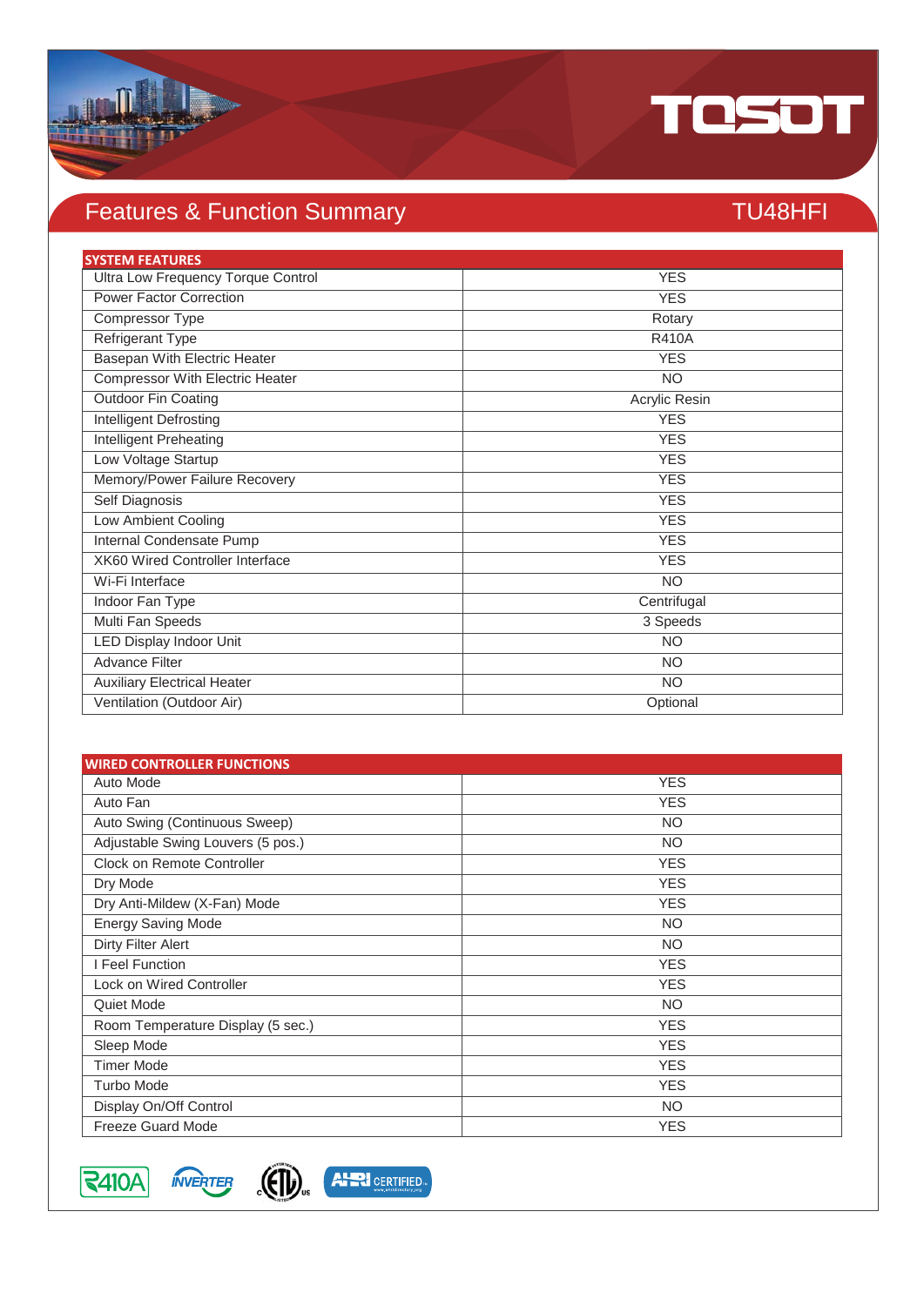# Features & Function Summary

TU48HFI

| SYSTEM FEATURES | |
|---|---|
| Ultra Low Frequency Torque Control | YES |
| Power Factor Correction | YES |
| Compressor Type | Rotary |
| Refrigerant Type | R410A |
| Basepan With Electric Heater | YES |
| Compressor With Electric Heater | NO |
| Outdoor Fin Coating | Acrylic Resin |
| Intelligent Defrosting | YES |
| Intelligent Preheating | YES |
| Low Voltage Startup | YES |
| Memory/Power Failure Recovery | YES |
| Self Diagnosis | YES |
| Low Ambient Cooling | YES |
| Internal Condensate Pump | YES |
| XK60 Wired Controller Interface | YES |
| Wi-Fi Interface | NO |
| Indoor Fan Type | Centrifugal |
| Multi Fan Speeds | 3 Speeds |
| LED Display Indoor Unit | NO |
| Advance Filter | NO |
| Auxiliary Electrical Heater | NO |
| Ventilation (Outdoor Air) | Optional |

| WIRED CONTROLLER FUNCTIONS | |
|---|---|
| Auto Mode | YES |
| Auto Fan | YES |
| Auto Swing (Continuous Sweep) | NO |
| Adjustable Swing Louvers (5 pos.) | NO |
| Clock on Remote Controller | YES |
| Dry Mode | YES |
| Dry Anti-Mildew (X-Fan) Mode | YES |
| Energy Saving Mode | NO |
| Dirty Filter Alert | NO |
| I Feel Function | YES |
| Lock on Wired Controller | YES |
| Quiet Mode | NO |
| Room Temperature Display (5 sec.) | YES |
| Sleep Mode | YES |
| Timer Mode | YES |
| Turbo Mode | YES |
| Display On/Off Control | NO |
| Freeze Guard Mode | YES |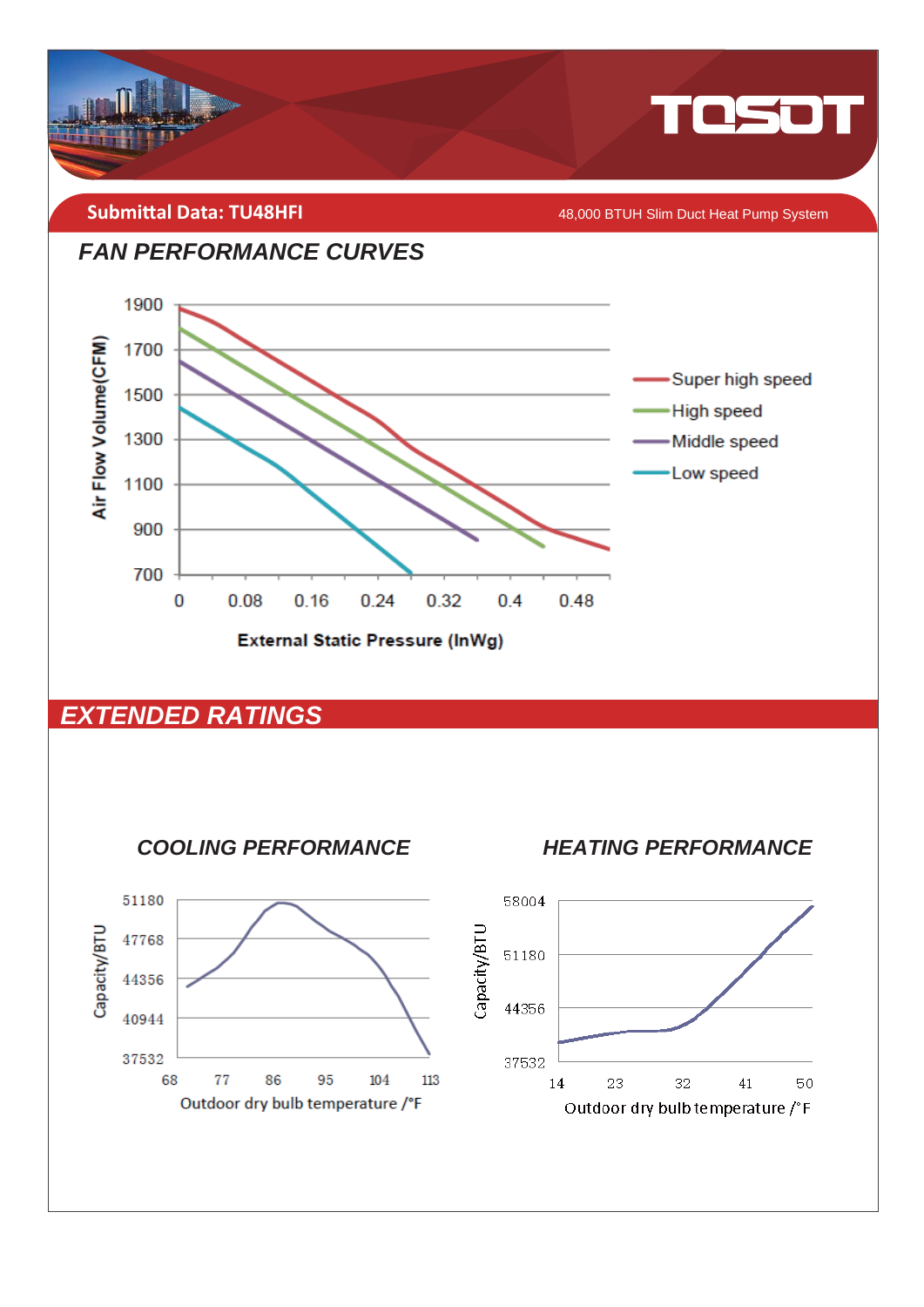**Submittal Data: TU48HFI**

48,000 BTUH Slim Duct Heat Pump System

## FAN PERFORMANCE CURVES

Air Flow Volume(CFM)

1900, 1700, 1500, 1300, 1100, 900, 700

0, 0.08, 0.16, 0.24, 0.32, 0.4, 0.48

External Static Pressure (InWg)

- Super high speed
- High speed
- Middle speed
- Low speed

## EXTENDED RATINGS

### COOLING PERFORMANCE

Capacity/BTU

51180, 47768, 44356, 40944, 37532

68, 77, 86, 95, 104, 113

Outdoor dry bulb temperature /°F

### HEATING PERFORMANCE

Capacity/BTU

58004, 51180, 44356, 37532

14, 23, 32, 41, 50

Outdoor dry bulb temperature /°F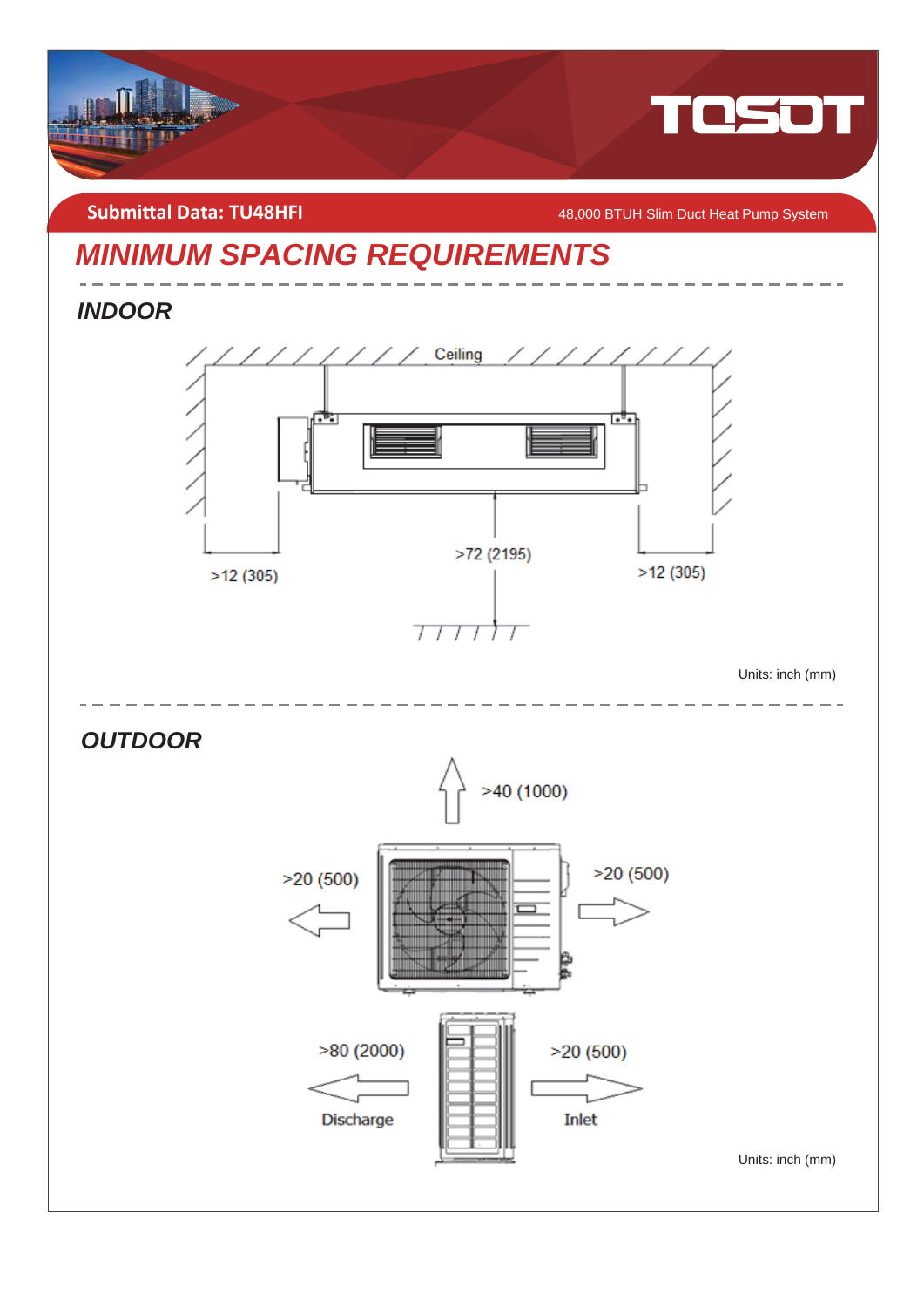Submittal Data: TU48HFI

48,000 BTUH Slim Duct Heat Pump System

# MINIMUM SPACING REQUIREMENTS

## INDOOR

Ceiling

>12 (305)

>72 (2195)

>12 (305)

Units: inch (mm)

## OUTDOOR

>40 (1000)

>20 (500)

>20 (500)

>80 (2000)

Discharge

>20 (500)

Inlet

Units: inch (mm)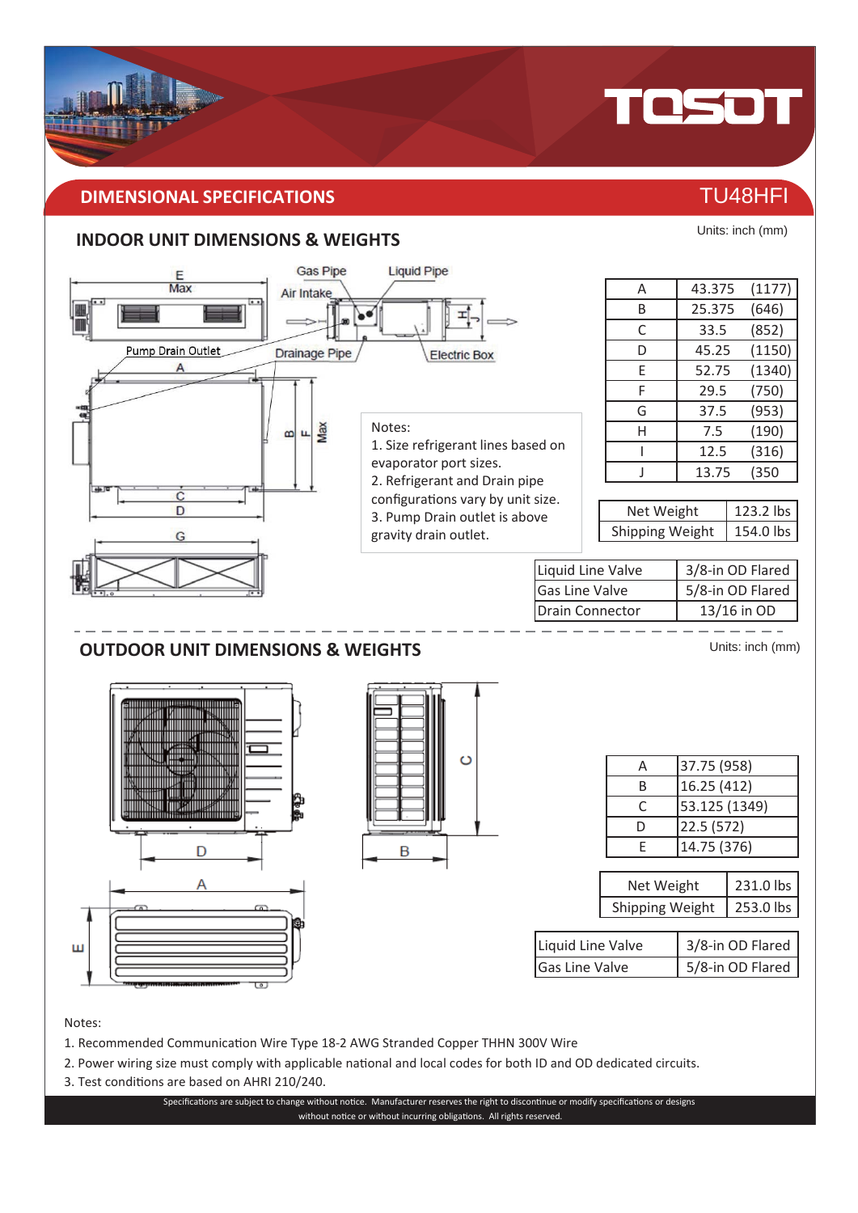## DIMENSIONAL SPECIFICATIONS

TU48HFI

### INDOOR UNIT DIMENSIONS & WEIGHTS

Units: inch (mm)

E Max

Gas Pipe

Liquid Pipe

Air Intake

Pump Drain Outlet

Drainage Pipe

Electric Box

A

B

F

Max

C

D

G

H

I

J

Notes:
1. Size refrigerant lines based on evaporator port sizes.
2. Refrigerant and Drain pipe configurations vary by unit size.
3. Pump Drain outlet is above gravity drain outlet.

| | | |
|---|---|---|
| A | 43.375 | (1177) |
| B | 25.375 | (646) |
| C | 33.5 | (852) |
| D | 45.25 | (1150) |
| E | 52.75 | (1340) |
| F | 29.5 | (750) |
| G | 37.5 | (953) |
| H | 7.5 | (190) |
| I | 12.5 | (316) |
| J | 13.75 | (350 |

| | |
|---|---|
| Net Weight | 123.2 lbs |
| Shipping Weight | 154.0 lbs |

| | |
|---|---|
| Liquid Line Valve | 3/8-in OD Flared |
| Gas Line Valve | 5/8-in OD Flared |
| Drain Connector | 13/16 in OD |

### OUTDOOR UNIT DIMENSIONS & WEIGHTS

Units: inch (mm)

D

B

C

A

E

| | |
|---|---|
| A | 37.75 (958) |
| B | 16.25 (412) |
| C | 53.125 (1349) |
| D | 22.5 (572) |
| E | 14.75 (376) |

| | |
|---|---|
| Net Weight | 231.0 lbs |
| Shipping Weight | 253.0 lbs |

| | |
|---|---|
| Liquid Line Valve | 3/8-in OD Flared |
| Gas Line Valve | 5/8-in OD Flared |

Notes:
1. Recommended Communication Wire Type 18-2 AWG Stranded Copper THHN 300V Wire
2. Power wiring size must comply with applicable national and local codes for both ID and OD dedicated circuits.
3. Test conditions are based on AHRI 210/240.

Specifications are subject to change without notice. Manufacturer reserves the right to discontinue or modify specifications or designs without notice or without incurring obligations. All rights reserved.